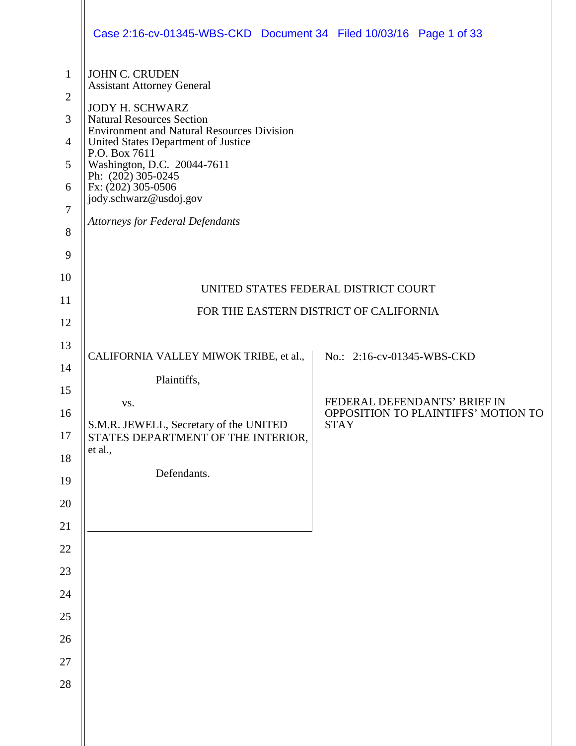JOHN C. CRUDEN
Assistant Attorney General

JODY H. SCHWARZ
Natural Resources Section
Environment and Natural Resources Division
United States Department of Justice
P.O. Box 7611
Washington, D.C. 20044-7611
Ph: (202) 305-0245
Fx: (202) 305-0506
jody.schwarz@usdoj.gov

*Attorneys for Federal Defendants*

UNITED STATES FEDERAL DISTRICT COURT

FOR THE EASTERN DISTRICT OF CALIFORNIA

CALIFORNIA VALLEY MIWOK TRIBE, et al.,

Plaintiffs,

vs.

S.M.R. JEWELL, Secretary of the UNITED STATES DEPARTMENT OF THE INTERIOR, et al.,

Defendants.

No.: 2:16-cv-01345-WBS-CKD

FEDERAL DEFENDANTS' BRIEF IN OPPOSITION TO PLAINTIFFS' MOTION TO STAY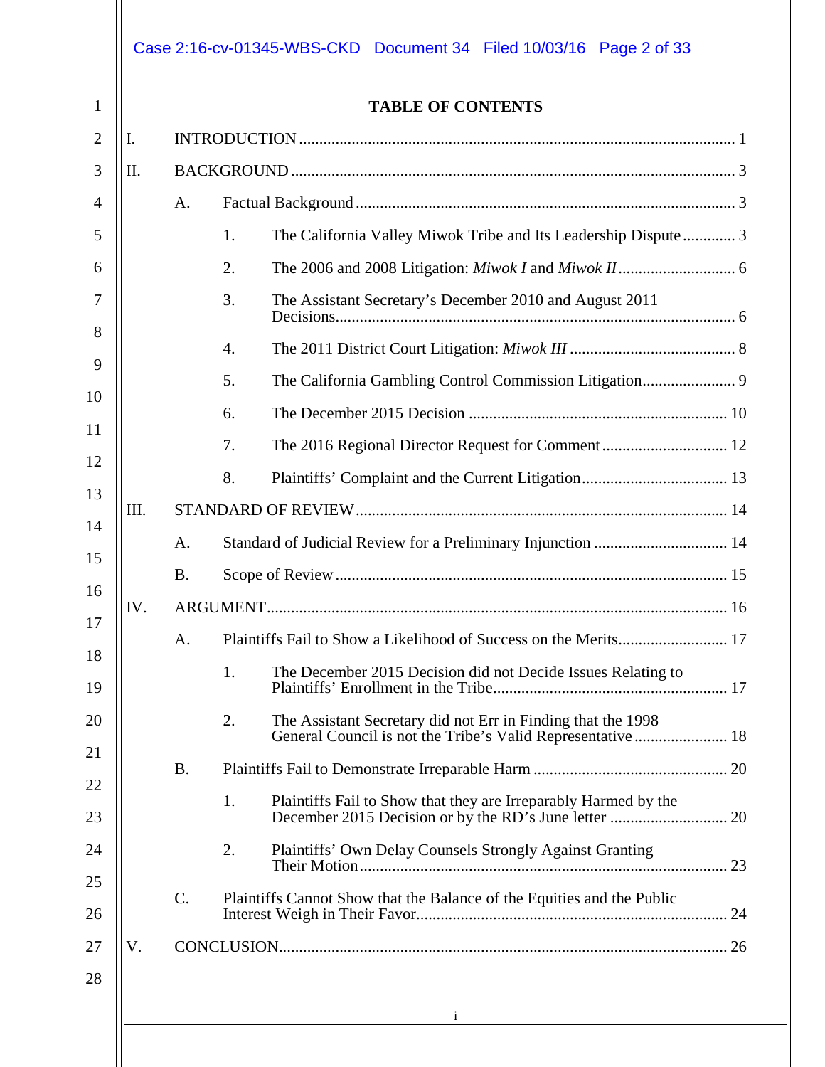# TABLE OF CONTENTS

I. INTRODUCTION ........................................................................................................ 1

II. BACKGROUND ........................................................................................................ 3

- A. Factual Background ........................................................................................ 3
  - 1. The California Valley Miwok Tribe and Its Leadership Dispute ............. 3
  - 2. The 2006 and 2008 Litigation: *Miwok I* and *Miwok II* ............................ 6
  - 3. The Assistant Secretary's December 2010 and August 2011 Decisions ........................................................................................................ 6
  - 4. The 2011 District Court Litigation: *Miwok III* ......................................... 8
  - 5. The California Gambling Control Commission Litigation ....................... 9
  - 6. The December 2015 Decision ................................................................ 10
  - 7. The 2016 Regional Director Request for Comment ............................... 12
  - 8. Plaintiffs' Complaint and the Current Litigation .................................... 13

III. STANDARD OF REVIEW ........................................................................................ 14

- A. Standard of Judicial Review for a Preliminary Injunction ................................. 14
- B. Scope of Review ............................................................................................... 15

IV. ARGUMENT .............................................................................................................. 16

- A. Plaintiffs Fail to Show a Likelihood of Success on the Merits........................... 17
  - 1. The December 2015 Decision did not Decide Issues Relating to Plaintiffs' Enrollment in the Tribe........................................................... 17
  - 2. The Assistant Secretary did not Err in Finding that the 1998 General Council is not the Tribe's Valid Representative ....................... 18
- B. Plaintiffs Fail to Demonstrate Irreparable Harm ................................................ 20
  - 1. Plaintiffs Fail to Show that they are Irreparably Harmed by the December 2015 Decision or by the RD's June letter ............................. 20
  - 2. Plaintiffs' Own Delay Counsels Strongly Against Granting Their Motion........................................................................................... 23
- C. Plaintiffs Cannot Show that the Balance of the Equities and the Public Interest Weigh in Their Favor............................................................................ 24

V. CONCLUSION.............................................................................................................. 26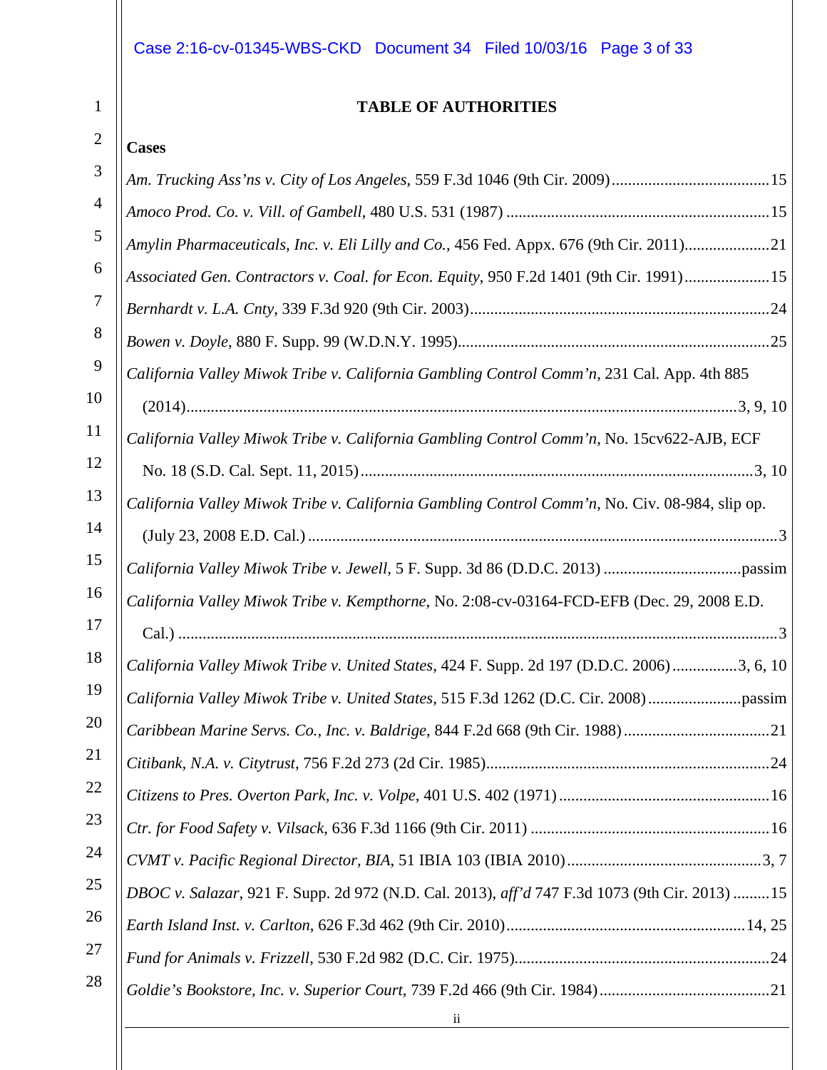## TABLE OF AUTHORITIES

### Cases

*Am. Trucking Ass'ns v. City of Los Angeles*, 559 F.3d 1046 (9th Cir. 2009)....................................15

*Amoco Prod. Co. v. Vill. of Gambell*, 480 U.S. 531 (1987) ...............................................................15

*Amylin Pharmaceuticals, Inc. v. Eli Lilly and Co.*, 456 Fed. Appx. 676 (9th Cir. 2011).....................21

*Associated Gen. Contractors v. Coal. for Econ. Equity*, 950 F.2d 1401 (9th Cir. 1991).....................15

*Bernhardt v. L.A. Cnty*, 339 F.3d 920 (9th Cir. 2003).........................................................................24

*Bowen v. Doyle*, 880 F. Supp. 99 (W.D.N.Y. 1995)............................................................................25

*California Valley Miwok Tribe v. California Gambling Control Comm'n*, 231 Cal. App. 4th 885 (2014)......................................................................................................................................3, 9, 10

*California Valley Miwok Tribe v. California Gambling Control Comm'n*, No. 15cv622-AJB, ECF No. 18 (S.D. Cal. Sept. 11, 2015)...............................................................................................3, 10

*California Valley Miwok Tribe v. California Gambling Control Comm'n*, No. Civ. 08-984, slip op. (July 23, 2008 E.D. Cal.) ...................................................................................................................3

*California Valley Miwok Tribe v. Jewell*, 5 F. Supp. 3d 86 (D.D.C. 2013) .................................passim

*California Valley Miwok Tribe v. Kempthorne*, No. 2:08-cv-03164-FCD-EFB (Dec. 29, 2008 E.D. Cal.) ....................................................................................................................................................3

*California Valley Miwok Tribe v. United States*, 424 F. Supp. 2d 197 (D.D.C. 2006)................3, 6, 10

*California Valley Miwok Tribe v. United States*, 515 F.3d 1262 (D.C. Cir. 2008).......................passim

*Caribbean Marine Servs. Co., Inc. v. Baldrige*, 844 F.2d 668 (9th Cir. 1988)....................................21

*Citibank, N.A. v. Citytrust*, 756 F.2d 273 (2d Cir. 1985).....................................................................24

*Citizens to Pres. Overton Park, Inc. v. Volpe*, 401 U.S. 402 (1971)....................................................16

*Ctr. for Food Safety v. Vilsack*, 636 F.3d 1166 (9th Cir. 2011) ..........................................................16

*CVMT v. Pacific Regional Director, BIA*, 51 IBIA 103 (IBIA 2010)................................................3, 7

*DBOC v. Salazar*, 921 F. Supp. 2d 972 (N.D. Cal. 2013), *aff'd* 747 F.3d 1073 (9th Cir. 2013) .........15

*Earth Island Inst. v. Carlton*, 626 F.3d 462 (9th Cir. 2010)...........................................................14, 25

*Fund for Animals v. Frizzell*, 530 F.2d 982 (D.C. Cir. 1975)...............................................................24

*Goldie's Bookstore, Inc. v. Superior Court*, 739 F.2d 466 (9th Cir. 1984)..........................................21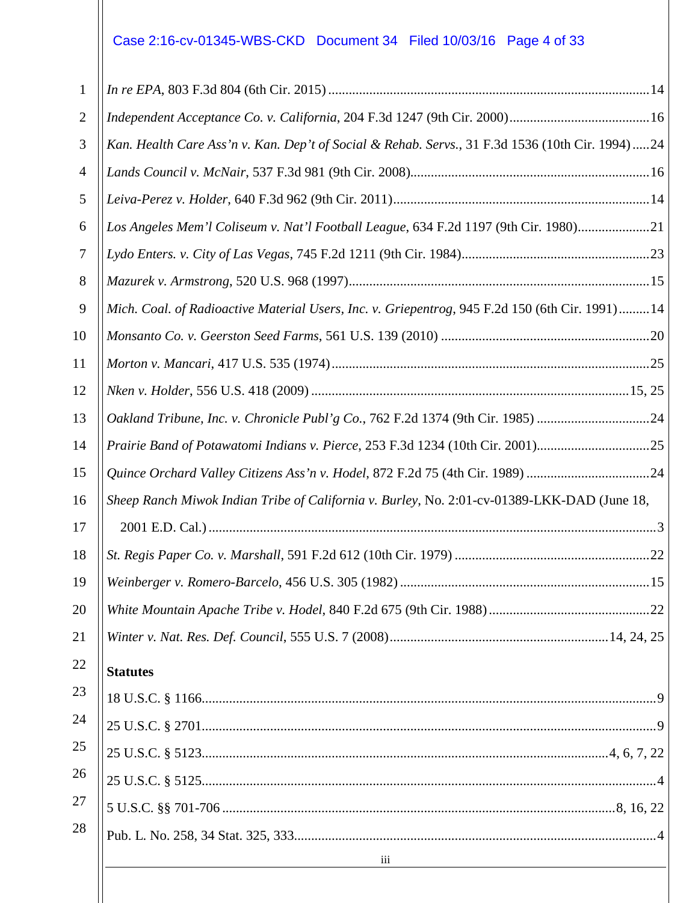*In re EPA*, 803 F.3d 804 (6th Cir. 2015) .......... 14

*Independent Acceptance Co. v. California*, 204 F.3d 1247 (9th Cir. 2000) .......... 16

*Kan. Health Care Ass'n v. Kan. Dep't of Social & Rehab. Servs.*, 31 F.3d 1536 (10th Cir. 1994) .......... 24

*Lands Council v. McNair*, 537 F.3d 981 (9th Cir. 2008) .......... 16

*Leiva-Perez v. Holder*, 640 F.3d 962 (9th Cir. 2011) .......... 14

*Los Angeles Mem'l Coliseum v. Nat'l Football League*, 634 F.2d 1197 (9th Cir. 1980) .......... 21

*Lydo Enters. v. City of Las Vegas*, 745 F.2d 1211 (9th Cir. 1984) .......... 23

*Mazurek v. Armstrong*, 520 U.S. 968 (1997) .......... 15

*Mich. Coal. of Radioactive Material Users, Inc. v. Griepentrog*, 945 F.2d 150 (6th Cir. 1991) .......... 14

*Monsanto Co. v. Geerston Seed Farms*, 561 U.S. 139 (2010) .......... 20

*Morton v. Mancari*, 417 U.S. 535 (1974) .......... 25

*Nken v. Holder*, 556 U.S. 418 (2009) .......... 15, 25

*Oakland Tribune, Inc. v. Chronicle Publ'g Co.*, 762 F.2d 1374 (9th Cir. 1985) .......... 24

*Prairie Band of Potawatomi Indians v. Pierce*, 253 F.3d 1234 (10th Cir. 2001) .......... 25

*Quince Orchard Valley Citizens Ass'n v. Hodel*, 872 F.2d 75 (4th Cir. 1989) .......... 24

*Sheep Ranch Miwok Indian Tribe of California v. Burley*, No. 2:01-cv-01389-LKK-DAD (June 18, 2001 E.D. Cal.) .......... 3

*St. Regis Paper Co. v. Marshall*, 591 F.2d 612 (10th Cir. 1979) .......... 22

*Weinberger v. Romero-Barcelo*, 456 U.S. 305 (1982) .......... 15

*White Mountain Apache Tribe v. Hodel*, 840 F.2d 675 (9th Cir. 1988) .......... 22

*Winter v. Nat. Res. Def. Council*, 555 U.S. 7 (2008) .......... 14, 24, 25

**Statutes**

18 U.S.C. § 1166 .......... 9

25 U.S.C. § 2701 .......... 9

25 U.S.C. § 5123 .......... 4, 6, 7, 22

25 U.S.C. § 5125 .......... 4

5 U.S.C. §§ 701-706 .......... 8, 16, 22

Pub. L. No. 258, 34 Stat. 325, 333 .......... 4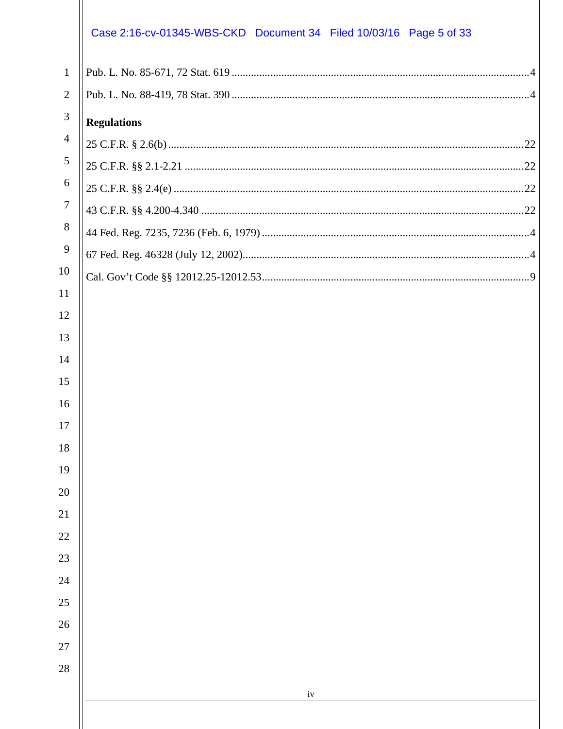Pub. L. No. 85-671, 72 Stat. 619 .......... 4

Pub. L. No. 88-419, 78 Stat. 390 .......... 4

**Regulations**

25 C.F.R. § 2.6(b) .......... 22

25 C.F.R. §§ 2.1-2.21 .......... 22

25 C.F.R. §§ 2.4(e) .......... 22

43 C.F.R. §§ 4.200-4.340 .......... 22

44 Fed. Reg. 7235, 7236 (Feb. 6, 1979) .......... 4

67 Fed. Reg. 46328 (July 12, 2002) .......... 4

Cal. Gov't Code §§ 12012.25-12012.53 .......... 9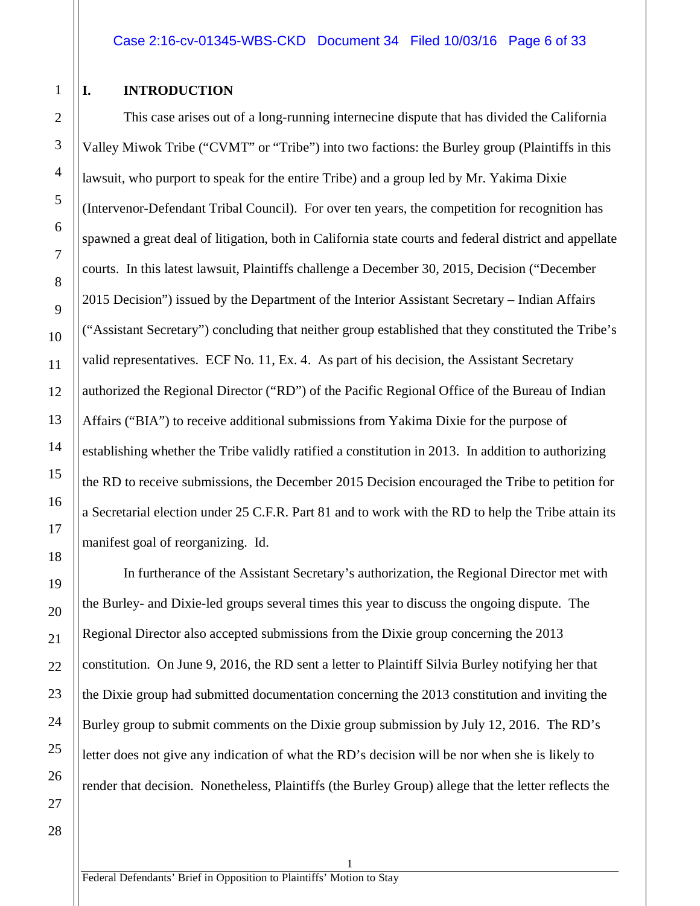## I. INTRODUCTION

This case arises out of a long-running internecine dispute that has divided the California Valley Miwok Tribe ("CVMT" or "Tribe") into two factions: the Burley group (Plaintiffs in this lawsuit, who purport to speak for the entire Tribe) and a group led by Mr. Yakima Dixie (Intervenor-Defendant Tribal Council). For over ten years, the competition for recognition has spawned a great deal of litigation, both in California state courts and federal district and appellate courts. In this latest lawsuit, Plaintiffs challenge a December 30, 2015, Decision ("December 2015 Decision") issued by the Department of the Interior Assistant Secretary – Indian Affairs ("Assistant Secretary") concluding that neither group established that they constituted the Tribe's valid representatives. ECF No. 11, Ex. 4. As part of his decision, the Assistant Secretary authorized the Regional Director ("RD") of the Pacific Regional Office of the Bureau of Indian Affairs ("BIA") to receive additional submissions from Yakima Dixie for the purpose of establishing whether the Tribe validly ratified a constitution in 2013. In addition to authorizing the RD to receive submissions, the December 2015 Decision encouraged the Tribe to petition for a Secretarial election under 25 C.F.R. Part 81 and to work with the RD to help the Tribe attain its manifest goal of reorganizing. Id.

In furtherance of the Assistant Secretary's authorization, the Regional Director met with the Burley- and Dixie-led groups several times this year to discuss the ongoing dispute. The Regional Director also accepted submissions from the Dixie group concerning the 2013 constitution. On June 9, 2016, the RD sent a letter to Plaintiff Silvia Burley notifying her that the Dixie group had submitted documentation concerning the 2013 constitution and inviting the Burley group to submit comments on the Dixie group submission by July 12, 2016. The RD's letter does not give any indication of what the RD's decision will be nor when she is likely to render that decision. Nonetheless, Plaintiffs (the Burley Group) allege that the letter reflects the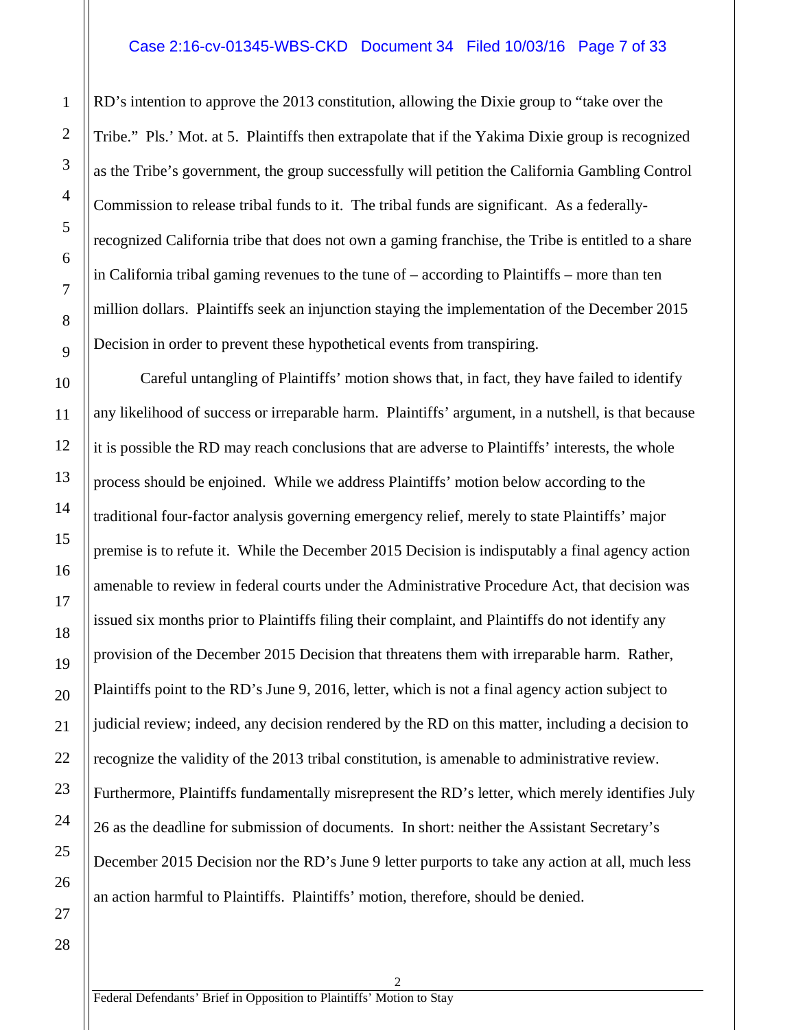RD's intention to approve the 2013 constitution, allowing the Dixie group to "take over the Tribe." Pls.' Mot. at 5. Plaintiffs then extrapolate that if the Yakima Dixie group is recognized as the Tribe's government, the group successfully will petition the California Gambling Control Commission to release tribal funds to it. The tribal funds are significant. As a federally-recognized California tribe that does not own a gaming franchise, the Tribe is entitled to a share in California tribal gaming revenues to the tune of – according to Plaintiffs – more than ten million dollars. Plaintiffs seek an injunction staying the implementation of the December 2015 Decision in order to prevent these hypothetical events from transpiring.

Careful untangling of Plaintiffs' motion shows that, in fact, they have failed to identify any likelihood of success or irreparable harm. Plaintiffs' argument, in a nutshell, is that because it is possible the RD may reach conclusions that are adverse to Plaintiffs' interests, the whole process should be enjoined. While we address Plaintiffs' motion below according to the traditional four-factor analysis governing emergency relief, merely to state Plaintiffs' major premise is to refute it. While the December 2015 Decision is indisputably a final agency action amenable to review in federal courts under the Administrative Procedure Act, that decision was issued six months prior to Plaintiffs filing their complaint, and Plaintiffs do not identify any provision of the December 2015 Decision that threatens them with irreparable harm. Rather, Plaintiffs point to the RD's June 9, 2016, letter, which is not a final agency action subject to judicial review; indeed, any decision rendered by the RD on this matter, including a decision to recognize the validity of the 2013 tribal constitution, is amenable to administrative review. Furthermore, Plaintiffs fundamentally misrepresent the RD's letter, which merely identifies July 26 as the deadline for submission of documents. In short: neither the Assistant Secretary's December 2015 Decision nor the RD's June 9 letter purports to take any action at all, much less an action harmful to Plaintiffs. Plaintiffs' motion, therefore, should be denied.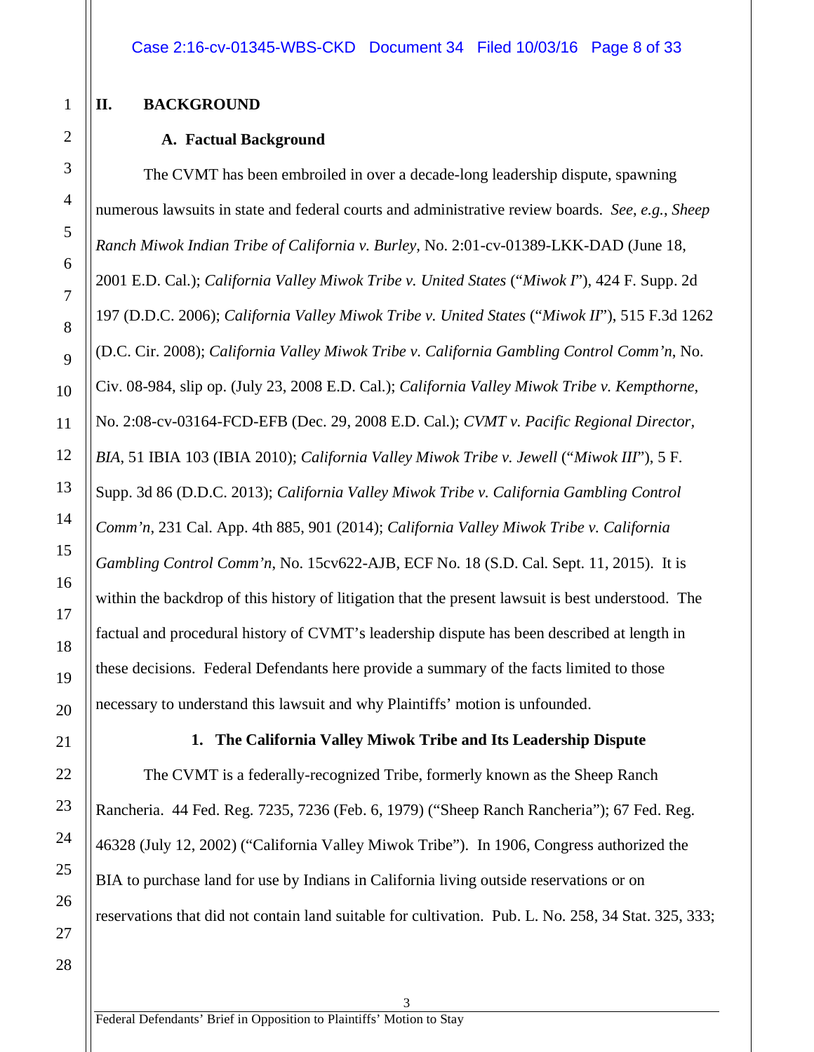## II. BACKGROUND

### A. Factual Background

The CVMT has been embroiled in over a decade-long leadership dispute, spawning numerous lawsuits in state and federal courts and administrative review boards. *See*, *e.g.*, *Sheep Ranch Miwok Indian Tribe of California v. Burley*, No. 2:01-cv-01389-LKK-DAD (June 18, 2001 E.D. Cal.); *California Valley Miwok Tribe v. United States* ("*Miwok I*"), 424 F. Supp. 2d 197 (D.D.C. 2006); *California Valley Miwok Tribe v. United States* ("*Miwok II*"), 515 F.3d 1262 (D.C. Cir. 2008); *California Valley Miwok Tribe v. California Gambling Control Comm'n*, No. Civ. 08-984, slip op. (July 23, 2008 E.D. Cal.); *California Valley Miwok Tribe v. Kempthorne*, No. 2:08-cv-03164-FCD-EFB (Dec. 29, 2008 E.D. Cal.); *CVMT v. Pacific Regional Director, BIA*, 51 IBIA 103 (IBIA 2010); *California Valley Miwok Tribe v. Jewell* ("*Miwok III*"), 5 F. Supp. 3d 86 (D.D.C. 2013); *California Valley Miwok Tribe v. California Gambling Control Comm'n*, 231 Cal. App. 4th 885, 901 (2014); *California Valley Miwok Tribe v. California Gambling Control Comm'n*, No. 15cv622-AJB, ECF No. 18 (S.D. Cal. Sept. 11, 2015). It is within the backdrop of this history of litigation that the present lawsuit is best understood. The factual and procedural history of CVMT's leadership dispute has been described at length in these decisions. Federal Defendants here provide a summary of the facts limited to those necessary to understand this lawsuit and why Plaintiffs' motion is unfounded.

#### 1. The California Valley Miwok Tribe and Its Leadership Dispute

The CVMT is a federally-recognized Tribe, formerly known as the Sheep Ranch Rancheria. 44 Fed. Reg. 7235, 7236 (Feb. 6, 1979) ("Sheep Ranch Rancheria"); 67 Fed. Reg. 46328 (July 12, 2002) ("California Valley Miwok Tribe"). In 1906, Congress authorized the BIA to purchase land for use by Indians in California living outside reservations or on reservations that did not contain land suitable for cultivation. Pub. L. No. 258, 34 Stat. 325, 333;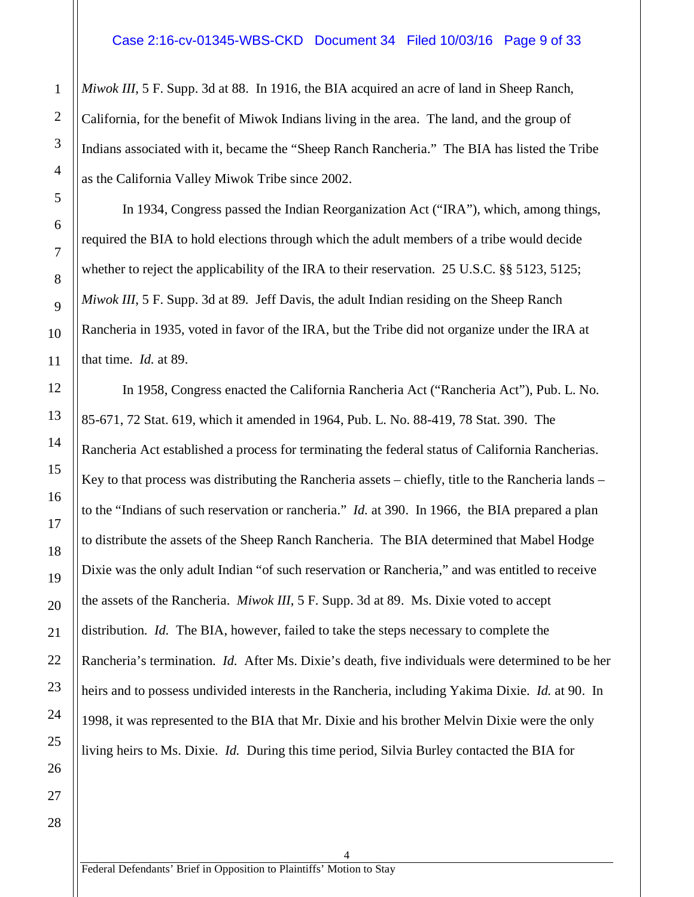*Miwok III*, 5 F. Supp. 3d at 88. In 1916, the BIA acquired an acre of land in Sheep Ranch, California, for the benefit of Miwok Indians living in the area. The land, and the group of Indians associated with it, became the "Sheep Ranch Rancheria." The BIA has listed the Tribe as the California Valley Miwok Tribe since 2002.

In 1934, Congress passed the Indian Reorganization Act ("IRA"), which, among things, required the BIA to hold elections through which the adult members of a tribe would decide whether to reject the applicability of the IRA to their reservation. 25 U.S.C. §§ 5123, 5125; *Miwok III*, 5 F. Supp. 3d at 89. Jeff Davis, the adult Indian residing on the Sheep Ranch Rancheria in 1935, voted in favor of the IRA, but the Tribe did not organize under the IRA at that time. *Id.* at 89.

In 1958, Congress enacted the California Rancheria Act ("Rancheria Act"), Pub. L. No. 85-671, 72 Stat. 619, which it amended in 1964, Pub. L. No. 88-419, 78 Stat. 390. The Rancheria Act established a process for terminating the federal status of California Rancherias. Key to that process was distributing the Rancheria assets – chiefly, title to the Rancheria lands – to the "Indians of such reservation or rancheria." *Id.* at 390. In 1966, the BIA prepared a plan to distribute the assets of the Sheep Ranch Rancheria. The BIA determined that Mabel Hodge Dixie was the only adult Indian "of such reservation or Rancheria," and was entitled to receive the assets of the Rancheria. *Miwok III*, 5 F. Supp. 3d at 89. Ms. Dixie voted to accept distribution. *Id.* The BIA, however, failed to take the steps necessary to complete the Rancheria's termination. *Id.* After Ms. Dixie's death, five individuals were determined to be her heirs and to possess undivided interests in the Rancheria, including Yakima Dixie. *Id.* at 90. In 1998, it was represented to the BIA that Mr. Dixie and his brother Melvin Dixie were the only living heirs to Ms. Dixie. *Id.* During this time period, Silvia Burley contacted the BIA for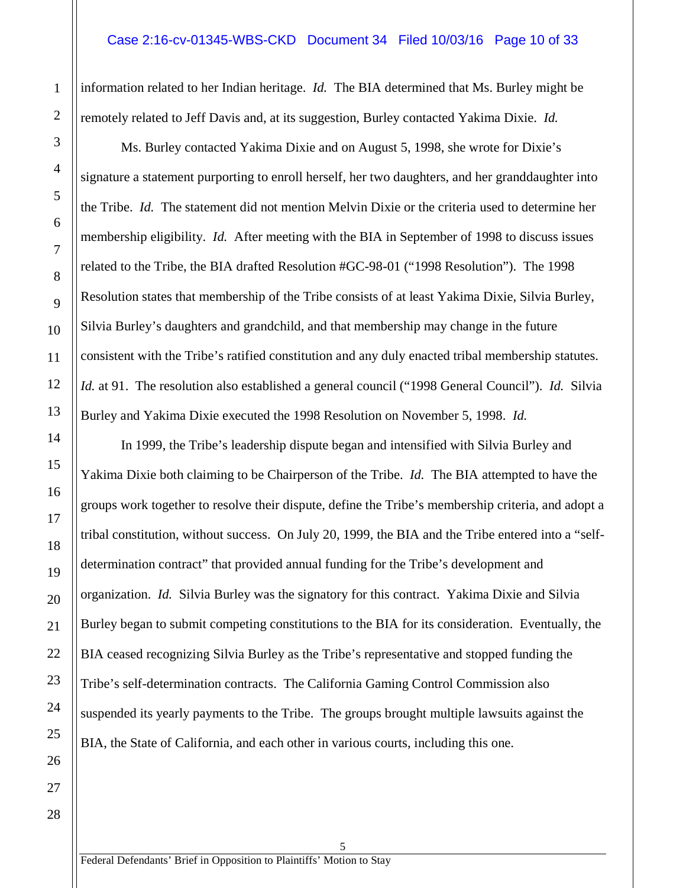information related to her Indian heritage. *Id.* The BIA determined that Ms. Burley might be remotely related to Jeff Davis and, at its suggestion, Burley contacted Yakima Dixie. *Id.*

Ms. Burley contacted Yakima Dixie and on August 5, 1998, she wrote for Dixie's signature a statement purporting to enroll herself, her two daughters, and her granddaughter into the Tribe. *Id.* The statement did not mention Melvin Dixie or the criteria used to determine her membership eligibility. *Id.* After meeting with the BIA in September of 1998 to discuss issues related to the Tribe, the BIA drafted Resolution #GC-98-01 ("1998 Resolution"). The 1998 Resolution states that membership of the Tribe consists of at least Yakima Dixie, Silvia Burley, Silvia Burley's daughters and grandchild, and that membership may change in the future consistent with the Tribe's ratified constitution and any duly enacted tribal membership statutes. *Id.* at 91. The resolution also established a general council ("1998 General Council"). *Id.* Silvia Burley and Yakima Dixie executed the 1998 Resolution on November 5, 1998. *Id.*

In 1999, the Tribe's leadership dispute began and intensified with Silvia Burley and Yakima Dixie both claiming to be Chairperson of the Tribe. *Id.* The BIA attempted to have the groups work together to resolve their dispute, define the Tribe's membership criteria, and adopt a tribal constitution, without success. On July 20, 1999, the BIA and the Tribe entered into a "self-determination contract" that provided annual funding for the Tribe's development and organization. *Id.* Silvia Burley was the signatory for this contract. Yakima Dixie and Silvia Burley began to submit competing constitutions to the BIA for its consideration. Eventually, the BIA ceased recognizing Silvia Burley as the Tribe's representative and stopped funding the Tribe's self-determination contracts. The California Gaming Control Commission also suspended its yearly payments to the Tribe. The groups brought multiple lawsuits against the BIA, the State of California, and each other in various courts, including this one.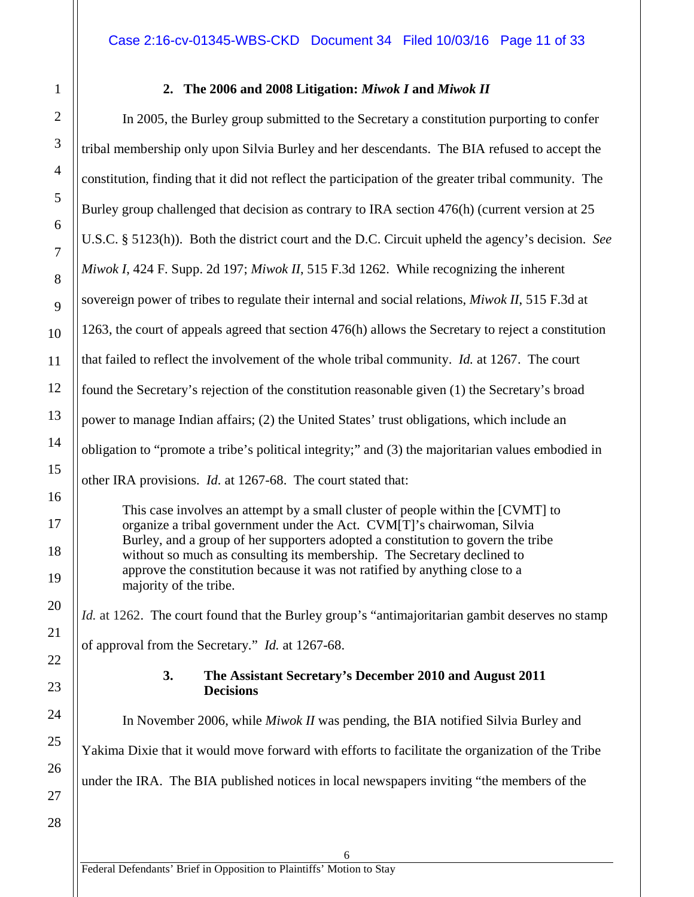### 2. The 2006 and 2008 Litigation: *Miwok I* and *Miwok II*

In 2005, the Burley group submitted to the Secretary a constitution purporting to confer tribal membership only upon Silvia Burley and her descendants. The BIA refused to accept the constitution, finding that it did not reflect the participation of the greater tribal community. The Burley group challenged that decision as contrary to IRA section 476(h) (current version at 25 U.S.C. § 5123(h)). Both the district court and the D.C. Circuit upheld the agency's decision. *See Miwok I*, 424 F. Supp. 2d 197; *Miwok II*, 515 F.3d 1262. While recognizing the inherent sovereign power of tribes to regulate their internal and social relations, *Miwok II*, 515 F.3d at 1263, the court of appeals agreed that section 476(h) allows the Secretary to reject a constitution that failed to reflect the involvement of the whole tribal community. *Id.* at 1267. The court found the Secretary's rejection of the constitution reasonable given (1) the Secretary's broad power to manage Indian affairs; (2) the United States' trust obligations, which include an obligation to "promote a tribe's political integrity;" and (3) the majoritarian values embodied in other IRA provisions. *Id.* at 1267-68. The court stated that:

> This case involves an attempt by a small cluster of people within the [CVMT] to organize a tribal government under the Act. CVM[T]'s chairwoman, Silvia Burley, and a group of her supporters adopted a constitution to govern the tribe without so much as consulting its membership. The Secretary declined to approve the constitution because it was not ratified by anything close to a majority of the tribe.

*Id.* at 1262. The court found that the Burley group's "antimajoritarian gambit deserves no stamp of approval from the Secretary." *Id.* at 1267-68.

### 3. The Assistant Secretary's December 2010 and August 2011 Decisions

In November 2006, while *Miwok II* was pending, the BIA notified Silvia Burley and Yakima Dixie that it would move forward with efforts to facilitate the organization of the Tribe under the IRA. The BIA published notices in local newspapers inviting "the members of the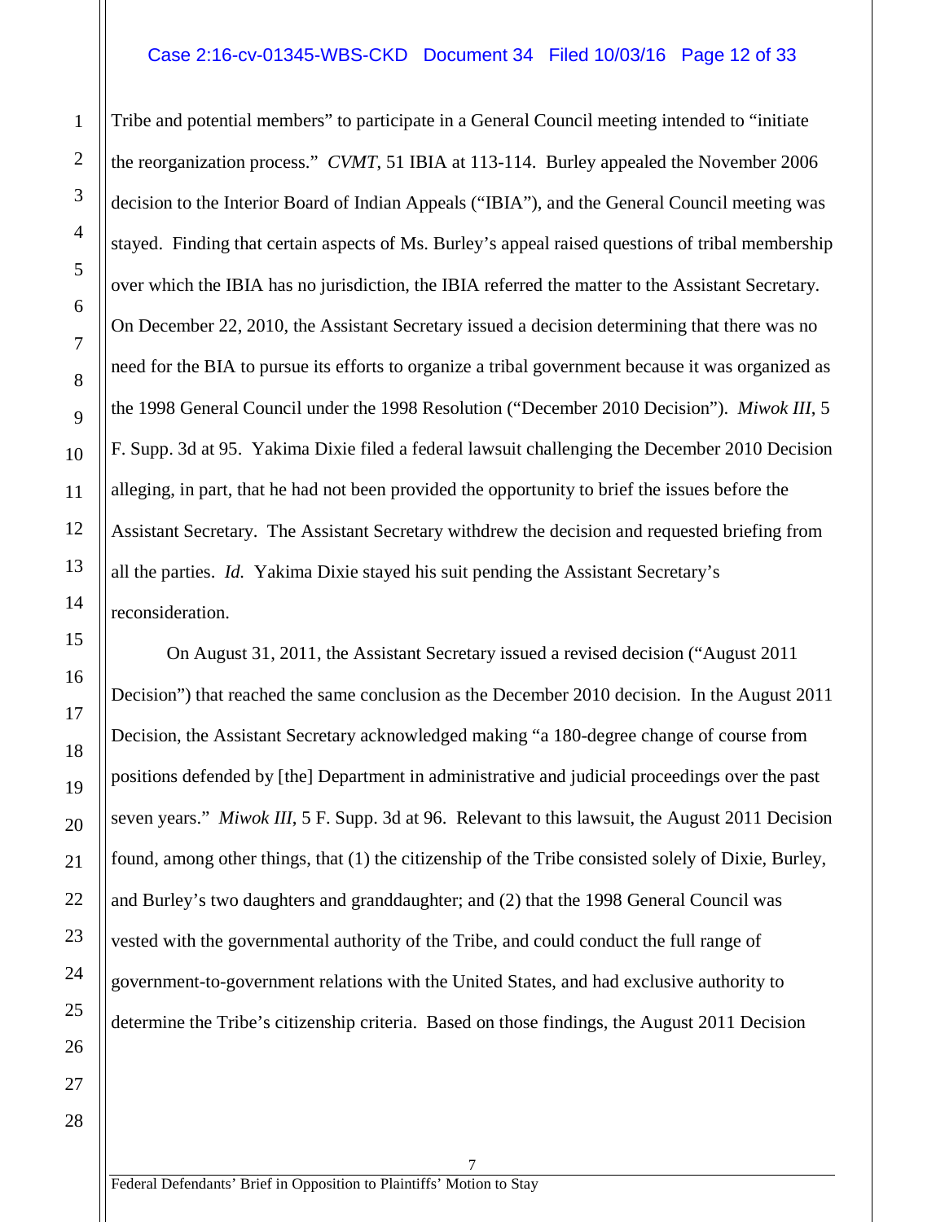Tribe and potential members" to participate in a General Council meeting intended to "initiate the reorganization process." *CVMT*, 51 IBIA at 113-114. Burley appealed the November 2006 decision to the Interior Board of Indian Appeals ("IBIA"), and the General Council meeting was stayed. Finding that certain aspects of Ms. Burley's appeal raised questions of tribal membership over which the IBIA has no jurisdiction, the IBIA referred the matter to the Assistant Secretary. On December 22, 2010, the Assistant Secretary issued a decision determining that there was no need for the BIA to pursue its efforts to organize a tribal government because it was organized as the 1998 General Council under the 1998 Resolution ("December 2010 Decision"). *Miwok III*, 5 F. Supp. 3d at 95. Yakima Dixie filed a federal lawsuit challenging the December 2010 Decision alleging, in part, that he had not been provided the opportunity to brief the issues before the Assistant Secretary. The Assistant Secretary withdrew the decision and requested briefing from all the parties. *Id.* Yakima Dixie stayed his suit pending the Assistant Secretary's reconsideration.

On August 31, 2011, the Assistant Secretary issued a revised decision ("August 2011 Decision") that reached the same conclusion as the December 2010 decision. In the August 2011 Decision, the Assistant Secretary acknowledged making "a 180-degree change of course from positions defended by [the] Department in administrative and judicial proceedings over the past seven years." *Miwok III*, 5 F. Supp. 3d at 96. Relevant to this lawsuit, the August 2011 Decision found, among other things, that (1) the citizenship of the Tribe consisted solely of Dixie, Burley, and Burley's two daughters and granddaughter; and (2) that the 1998 General Council was vested with the governmental authority of the Tribe, and could conduct the full range of government-to-government relations with the United States, and had exclusive authority to determine the Tribe's citizenship criteria. Based on those findings, the August 2011 Decision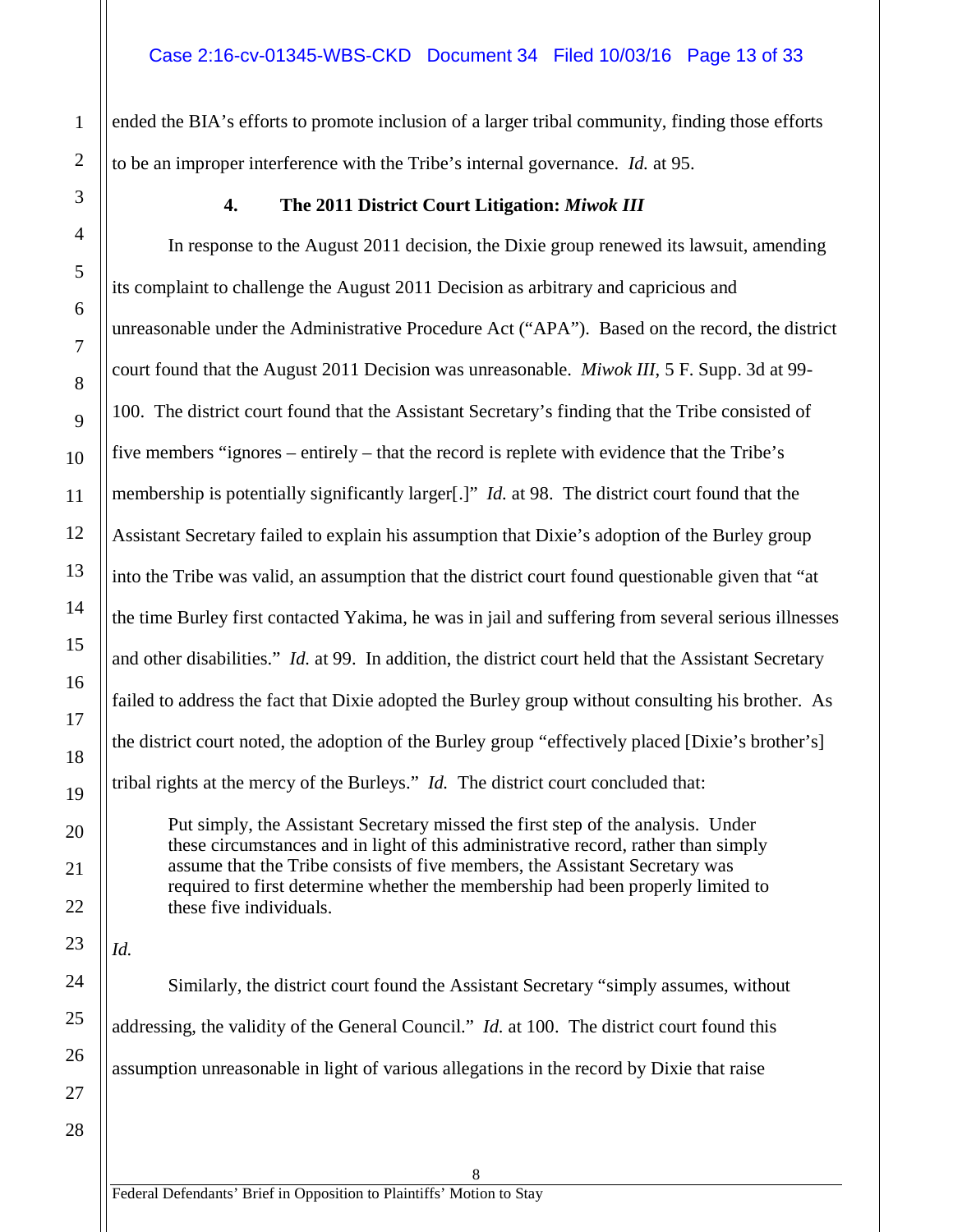ended the BIA's efforts to promote inclusion of a larger tribal community, finding those efforts to be an improper interference with the Tribe's internal governance. *Id.* at 95.

### 4. The 2011 District Court Litigation: *Miwok III*

In response to the August 2011 decision, the Dixie group renewed its lawsuit, amending its complaint to challenge the August 2011 Decision as arbitrary and capricious and unreasonable under the Administrative Procedure Act ("APA"). Based on the record, the district court found that the August 2011 Decision was unreasonable. *Miwok III*, 5 F. Supp. 3d at 99-100. The district court found that the Assistant Secretary's finding that the Tribe consisted of five members "ignores – entirely – that the record is replete with evidence that the Tribe's membership is potentially significantly larger[.]" *Id.* at 98. The district court found that the Assistant Secretary failed to explain his assumption that Dixie's adoption of the Burley group into the Tribe was valid, an assumption that the district court found questionable given that "at the time Burley first contacted Yakima, he was in jail and suffering from several serious illnesses and other disabilities." *Id.* at 99. In addition, the district court held that the Assistant Secretary failed to address the fact that Dixie adopted the Burley group without consulting his brother. As the district court noted, the adoption of the Burley group "effectively placed [Dixie's brother's] tribal rights at the mercy of the Burleys." *Id.* The district court concluded that:

> Put simply, the Assistant Secretary missed the first step of the analysis. Under these circumstances and in light of this administrative record, rather than simply assume that the Tribe consists of five members, the Assistant Secretary was required to first determine whether the membership had been properly limited to these five individuals.

*Id.*

Similarly, the district court found the Assistant Secretary "simply assumes, without addressing, the validity of the General Council." *Id.* at 100. The district court found this assumption unreasonable in light of various allegations in the record by Dixie that raise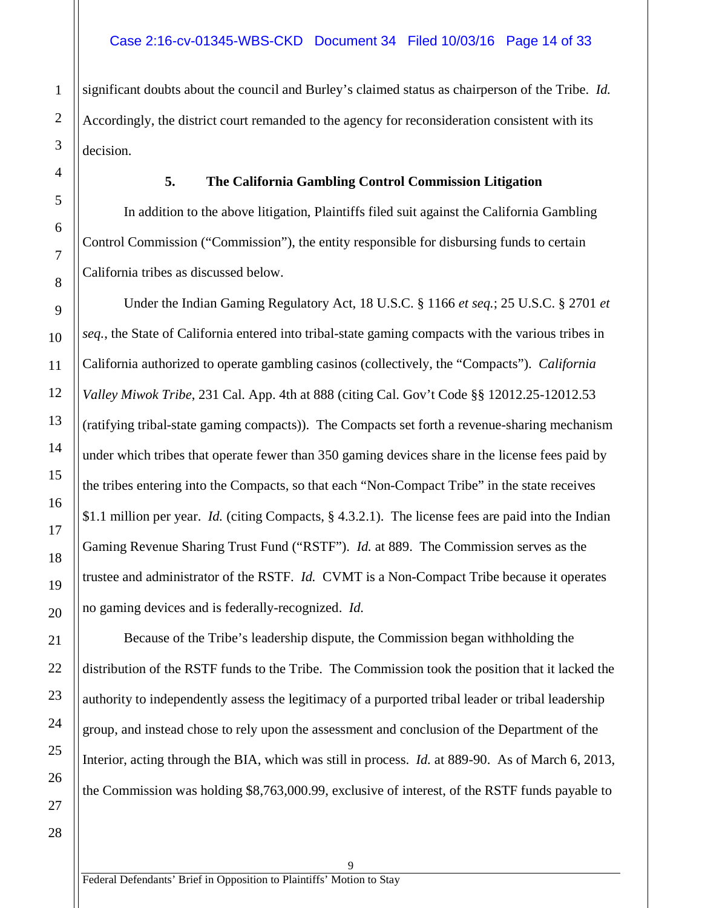significant doubts about the council and Burley's claimed status as chairperson of the Tribe. *Id.* Accordingly, the district court remanded to the agency for reconsideration consistent with its decision.

**5. The California Gambling Control Commission Litigation**

In addition to the above litigation, Plaintiffs filed suit against the California Gambling Control Commission ("Commission"), the entity responsible for disbursing funds to certain California tribes as discussed below.

Under the Indian Gaming Regulatory Act, 18 U.S.C. § 1166 *et seq.*; 25 U.S.C. § 2701 *et seq.*, the State of California entered into tribal-state gaming compacts with the various tribes in California authorized to operate gambling casinos (collectively, the "Compacts"). *California Valley Miwok Tribe*, 231 Cal. App. 4th at 888 (citing Cal. Gov't Code §§ 12012.25-12012.53 (ratifying tribal-state gaming compacts)). The Compacts set forth a revenue-sharing mechanism under which tribes that operate fewer than 350 gaming devices share in the license fees paid by the tribes entering into the Compacts, so that each "Non-Compact Tribe" in the state receives $1.1 million per year. *Id.* (citing Compacts, § 4.3.2.1). The license fees are paid into the Indian Gaming Revenue Sharing Trust Fund ("RSTF"). *Id.* at 889. The Commission serves as the trustee and administrator of the RSTF. *Id.* CVMT is a Non-Compact Tribe because it operates no gaming devices and is federally-recognized. *Id.*

Because of the Tribe's leadership dispute, the Commission began withholding the distribution of the RSTF funds to the Tribe. The Commission took the position that it lacked the authority to independently assess the legitimacy of a purported tribal leader or tribal leadership group, and instead chose to rely upon the assessment and conclusion of the Department of the Interior, acting through the BIA, which was still in process. *Id.* at 889-90. As of March 6, 2013, the Commission was holding $8,763,000.99, exclusive of interest, of the RSTF funds payable to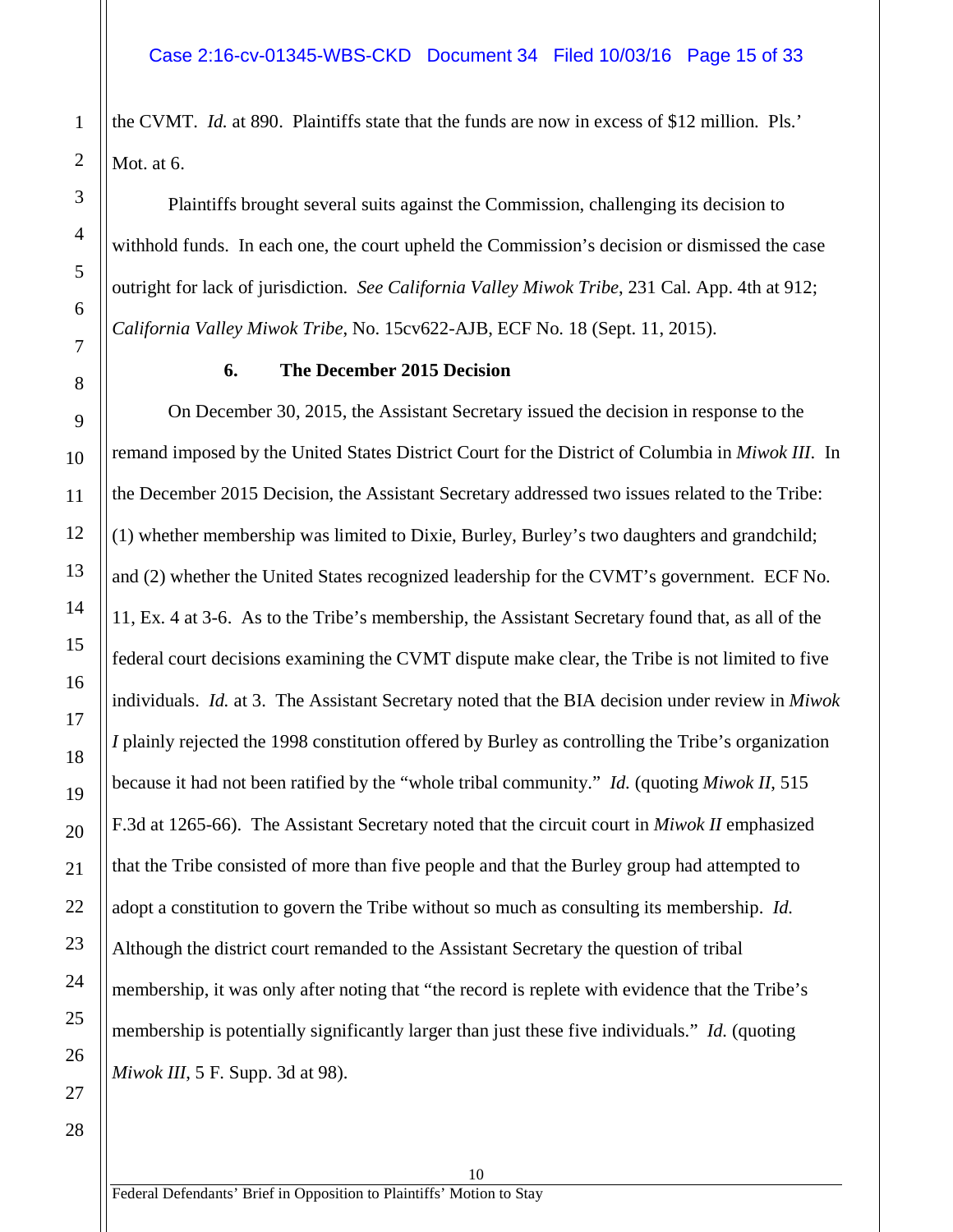the CVMT. *Id.* at 890. Plaintiffs state that the funds are now in excess of $12 million. Pls.' Mot. at 6.

Plaintiffs brought several suits against the Commission, challenging its decision to withhold funds. In each one, the court upheld the Commission's decision or dismissed the case outright for lack of jurisdiction. *See California Valley Miwok Tribe*, 231 Cal. App. 4th at 912; *California Valley Miwok Tribe*, No. 15cv622-AJB, ECF No. 18 (Sept. 11, 2015).

### 6. The December 2015 Decision

On December 30, 2015, the Assistant Secretary issued the decision in response to the remand imposed by the United States District Court for the District of Columbia in *Miwok III*. In the December 2015 Decision, the Assistant Secretary addressed two issues related to the Tribe: (1) whether membership was limited to Dixie, Burley, Burley's two daughters and grandchild; and (2) whether the United States recognized leadership for the CVMT's government. ECF No. 11, Ex. 4 at 3-6. As to the Tribe's membership, the Assistant Secretary found that, as all of the federal court decisions examining the CVMT dispute make clear, the Tribe is not limited to five individuals. *Id.* at 3. The Assistant Secretary noted that the BIA decision under review in *Miwok I* plainly rejected the 1998 constitution offered by Burley as controlling the Tribe's organization because it had not been ratified by the "whole tribal community." *Id.* (quoting *Miwok II*, 515 F.3d at 1265-66). The Assistant Secretary noted that the circuit court in *Miwok II* emphasized that the Tribe consisted of more than five people and that the Burley group had attempted to adopt a constitution to govern the Tribe without so much as consulting its membership. *Id.* Although the district court remanded to the Assistant Secretary the question of tribal membership, it was only after noting that "the record is replete with evidence that the Tribe's membership is potentially significantly larger than just these five individuals." *Id.* (quoting *Miwok III*, 5 F. Supp. 3d at 98).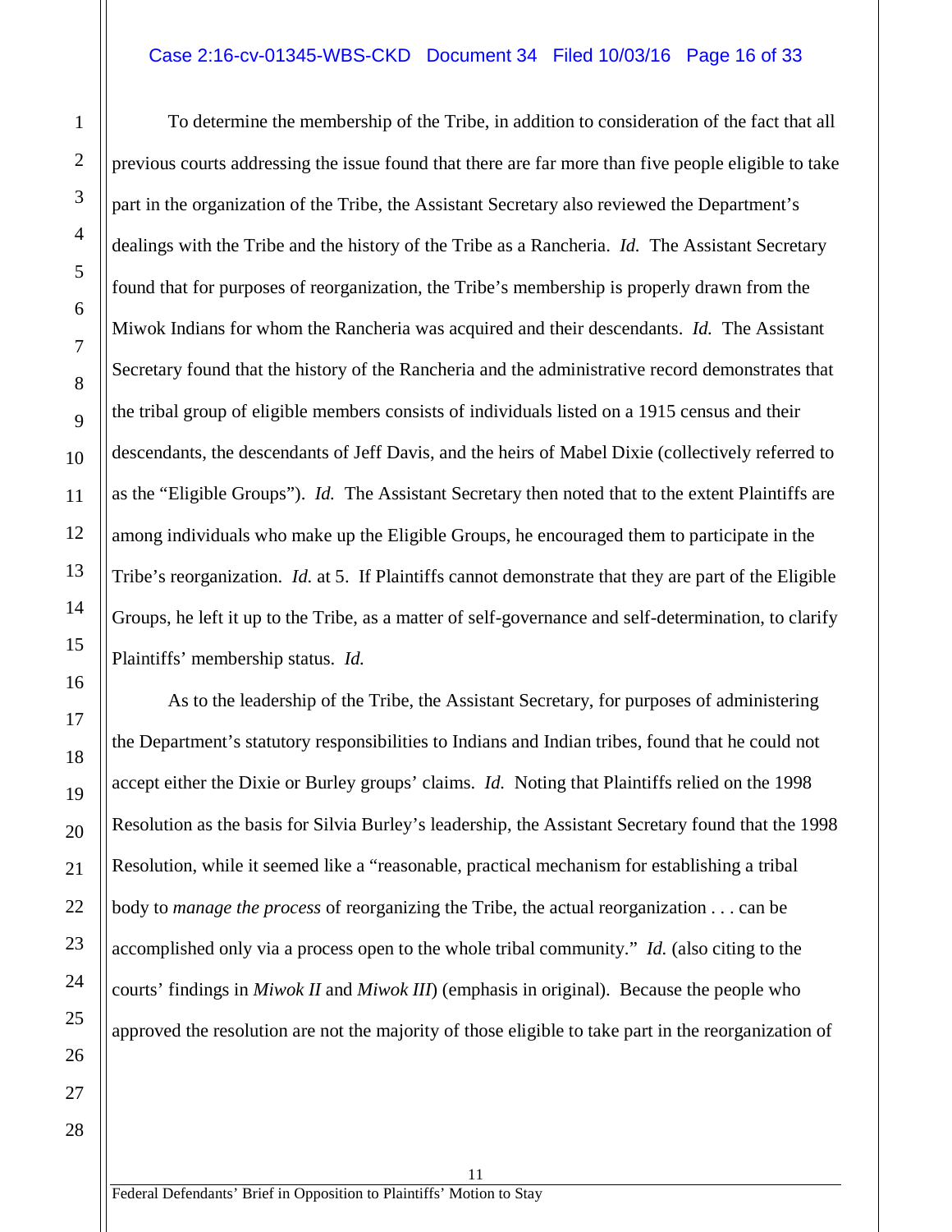To determine the membership of the Tribe, in addition to consideration of the fact that all previous courts addressing the issue found that there are far more than five people eligible to take part in the organization of the Tribe, the Assistant Secretary also reviewed the Department's dealings with the Tribe and the history of the Tribe as a Rancheria. *Id.* The Assistant Secretary found that for purposes of reorganization, the Tribe's membership is properly drawn from the Miwok Indians for whom the Rancheria was acquired and their descendants. *Id.* The Assistant Secretary found that the history of the Rancheria and the administrative record demonstrates that the tribal group of eligible members consists of individuals listed on a 1915 census and their descendants, the descendants of Jeff Davis, and the heirs of Mabel Dixie (collectively referred to as the "Eligible Groups"). *Id.* The Assistant Secretary then noted that to the extent Plaintiffs are among individuals who make up the Eligible Groups, he encouraged them to participate in the Tribe's reorganization. *Id.* at 5. If Plaintiffs cannot demonstrate that they are part of the Eligible Groups, he left it up to the Tribe, as a matter of self-governance and self-determination, to clarify Plaintiffs' membership status. *Id.*

As to the leadership of the Tribe, the Assistant Secretary, for purposes of administering the Department's statutory responsibilities to Indians and Indian tribes, found that he could not accept either the Dixie or Burley groups' claims. *Id.* Noting that Plaintiffs relied on the 1998 Resolution as the basis for Silvia Burley's leadership, the Assistant Secretary found that the 1998 Resolution, while it seemed like a "reasonable, practical mechanism for establishing a tribal body to *manage the process* of reorganizing the Tribe, the actual reorganization . . . can be accomplished only via a process open to the whole tribal community." *Id.* (also citing to the courts' findings in *Miwok II* and *Miwok III*) (emphasis in original). Because the people who approved the resolution are not the majority of those eligible to take part in the reorganization of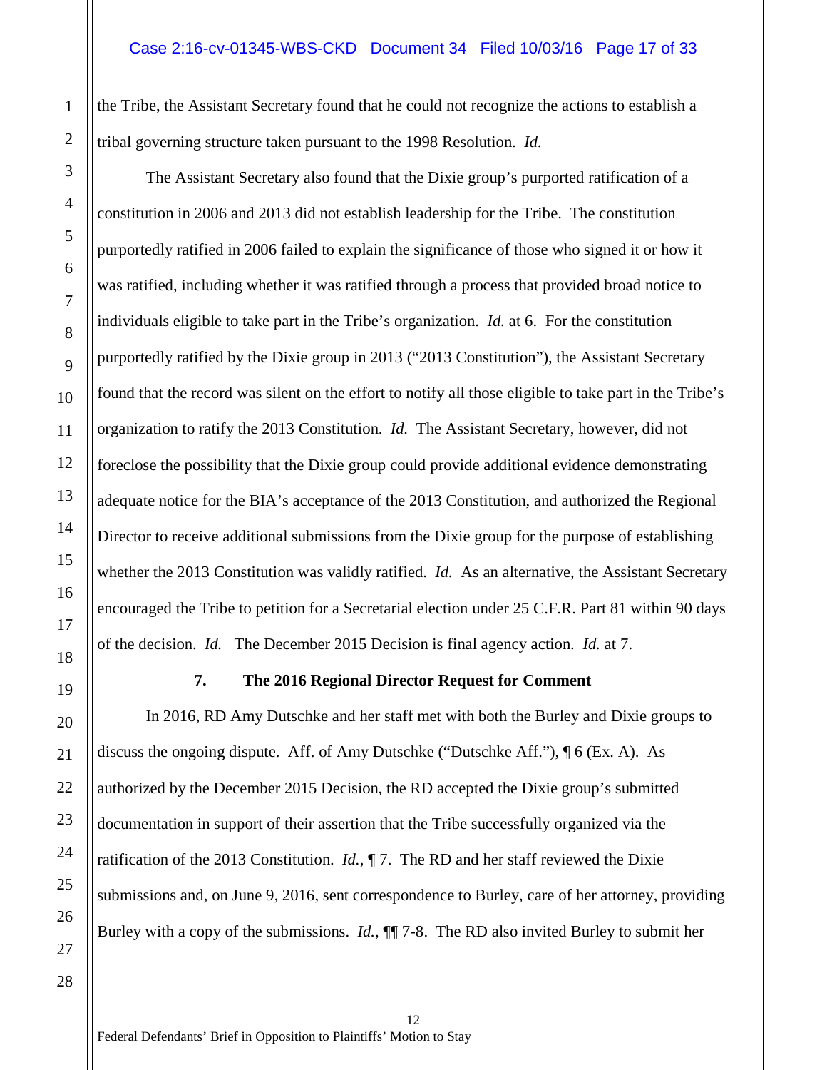the Tribe, the Assistant Secretary found that he could not recognize the actions to establish a tribal governing structure taken pursuant to the 1998 Resolution. *Id.*

The Assistant Secretary also found that the Dixie group's purported ratification of a constitution in 2006 and 2013 did not establish leadership for the Tribe. The constitution purportedly ratified in 2006 failed to explain the significance of those who signed it or how it was ratified, including whether it was ratified through a process that provided broad notice to individuals eligible to take part in the Tribe's organization. *Id.* at 6. For the constitution purportedly ratified by the Dixie group in 2013 ("2013 Constitution"), the Assistant Secretary found that the record was silent on the effort to notify all those eligible to take part in the Tribe's organization to ratify the 2013 Constitution. *Id.* The Assistant Secretary, however, did not foreclose the possibility that the Dixie group could provide additional evidence demonstrating adequate notice for the BIA's acceptance of the 2013 Constitution, and authorized the Regional Director to receive additional submissions from the Dixie group for the purpose of establishing whether the 2013 Constitution was validly ratified. *Id.* As an alternative, the Assistant Secretary encouraged the Tribe to petition for a Secretarial election under 25 C.F.R. Part 81 within 90 days of the decision. *Id.* The December 2015 Decision is final agency action. *Id.* at 7.

### 7. The 2016 Regional Director Request for Comment

In 2016, RD Amy Dutschke and her staff met with both the Burley and Dixie groups to discuss the ongoing dispute. Aff. of Amy Dutschke ("Dutschke Aff."), ¶ 6 (Ex. A). As authorized by the December 2015 Decision, the RD accepted the Dixie group's submitted documentation in support of their assertion that the Tribe successfully organized via the ratification of the 2013 Constitution. *Id.*, ¶ 7. The RD and her staff reviewed the Dixie submissions and, on June 9, 2016, sent correspondence to Burley, care of her attorney, providing Burley with a copy of the submissions. *Id.*, ¶¶ 7-8. The RD also invited Burley to submit her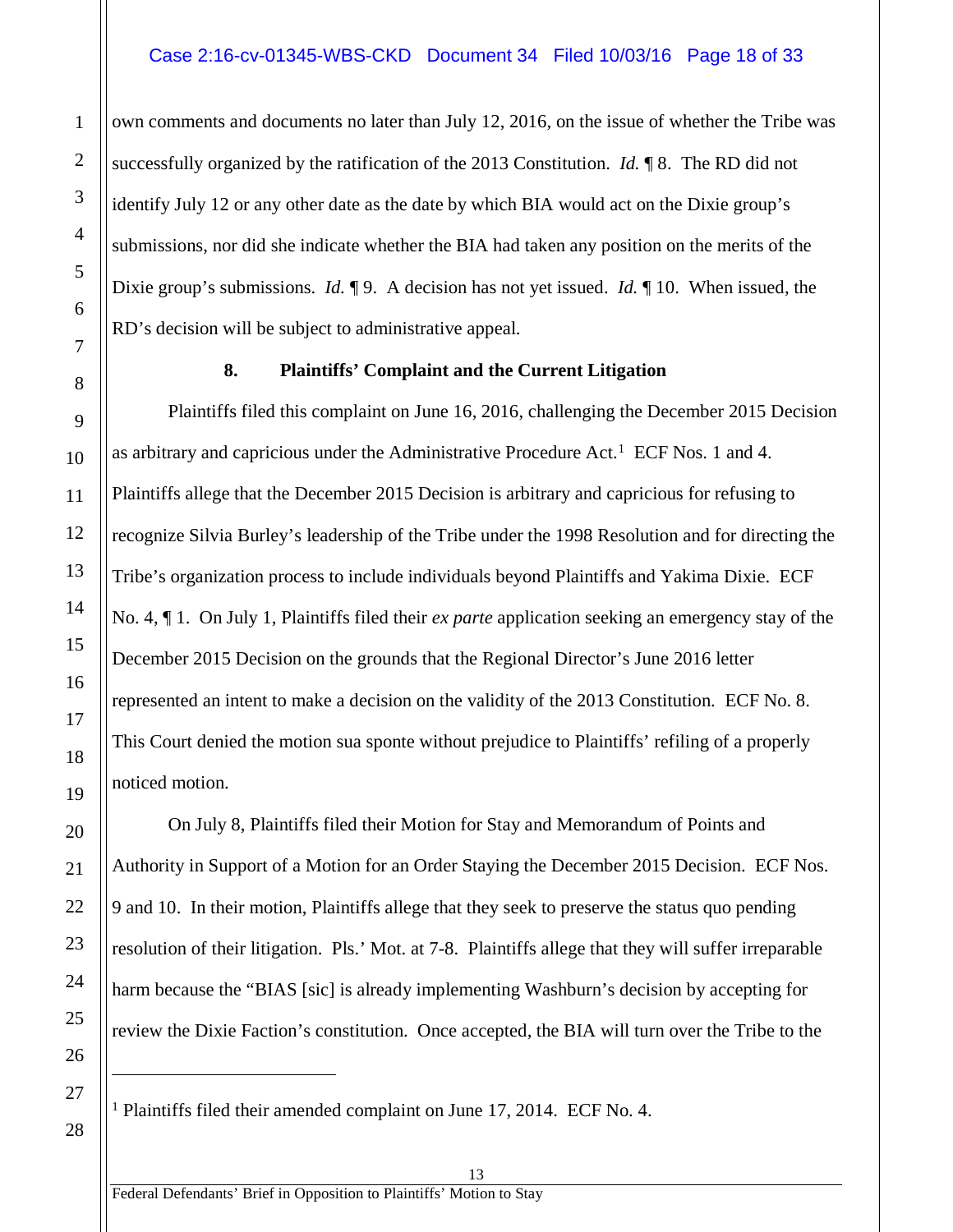own comments and documents no later than July 12, 2016, on the issue of whether the Tribe was successfully organized by the ratification of the 2013 Constitution. *Id.* ¶ 8. The RD did not identify July 12 or any other date as the date by which BIA would act on the Dixie group's submissions, nor did she indicate whether the BIA had taken any position on the merits of the Dixie group's submissions. *Id.* ¶ 9. A decision has not yet issued. *Id.* ¶ 10. When issued, the RD's decision will be subject to administrative appeal.

**8. Plaintiffs' Complaint and the Current Litigation**

Plaintiffs filed this complaint on June 16, 2016, challenging the December 2015 Decision as arbitrary and capricious under the Administrative Procedure Act.[1] ECF Nos. 1 and 4. Plaintiffs allege that the December 2015 Decision is arbitrary and capricious for refusing to recognize Silvia Burley's leadership of the Tribe under the 1998 Resolution and for directing the Tribe's organization process to include individuals beyond Plaintiffs and Yakima Dixie. ECF No. 4, ¶ 1. On July 1, Plaintiffs filed their *ex parte* application seeking an emergency stay of the December 2015 Decision on the grounds that the Regional Director's June 2016 letter represented an intent to make a decision on the validity of the 2013 Constitution. ECF No. 8. This Court denied the motion sua sponte without prejudice to Plaintiffs' refiling of a properly noticed motion.

On July 8, Plaintiffs filed their Motion for Stay and Memorandum of Points and Authority in Support of a Motion for an Order Staying the December 2015 Decision. ECF Nos. 9 and 10. In their motion, Plaintiffs allege that they seek to preserve the status quo pending resolution of their litigation. Pls.' Mot. at 7-8. Plaintiffs allege that they will suffer irreparable harm because the "BIAS [sic] is already implementing Washburn's decision by accepting for review the Dixie Faction's constitution. Once accepted, the BIA will turn over the Tribe to the

---

[1] Plaintiffs filed their amended complaint on June 17, 2014. ECF No. 4.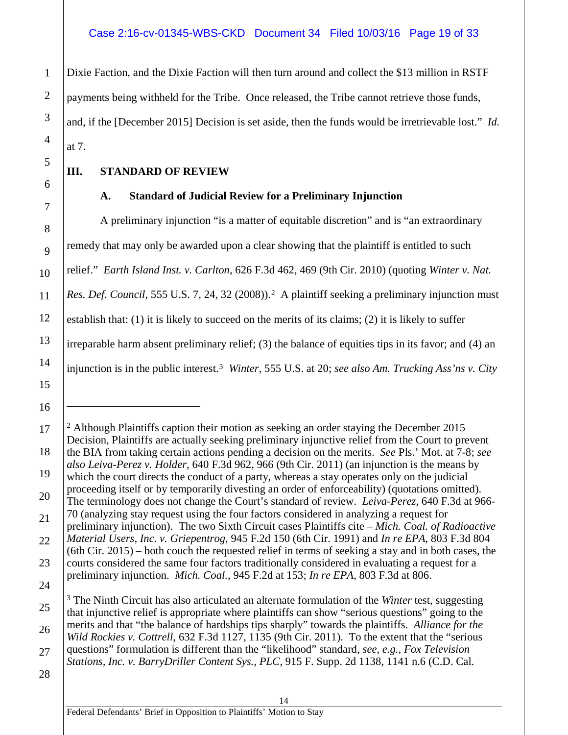Dixie Faction, and the Dixie Faction will then turn around and collect the $13 million in RSTF payments being withheld for the Tribe. Once released, the Tribe cannot retrieve those funds, and, if the [December 2015] Decision is set aside, then the funds would be irretrievable lost." *Id.* at 7.

## III. STANDARD OF REVIEW

### A. Standard of Judicial Review for a Preliminary Injunction

A preliminary injunction "is a matter of equitable discretion" and is "an extraordinary remedy that may only be awarded upon a clear showing that the plaintiff is entitled to such relief." *Earth Island Inst. v. Carlton*, 626 F.3d 462, 469 (9th Cir. 2010) (quoting *Winter v. Nat. Res. Def. Council*, 555 U.S. 7, 24, 32 (2008)).[2] A plaintiff seeking a preliminary injunction must establish that: (1) it is likely to succeed on the merits of its claims; (2) it is likely to suffer irreparable harm absent preliminary relief; (3) the balance of equities tips in its favor; and (4) an injunction is in the public interest.[3] *Winter*, 555 U.S. at 20; *see also Am. Trucking Ass'ns v. City*

---

[2] Although Plaintiffs caption their motion as seeking an order staying the December 2015 Decision, Plaintiffs are actually seeking preliminary injunctive relief from the Court to prevent the BIA from taking certain actions pending a decision on the merits. *See* Pls.' Mot. at 7-8; *see also Leiva-Perez v. Holder*, 640 F.3d 962, 966 (9th Cir. 2011) (an injunction is the means by which the court directs the conduct of a party, whereas a stay operates only on the judicial proceeding itself or by temporarily divesting an order of enforceability) (quotations omitted). The terminology does not change the Court's standard of review. *Leiva-Perez*, 640 F.3d at 966-70 (analyzing stay request using the four factors considered in analyzing a request for preliminary injunction). The two Sixth Circuit cases Plaintiffs cite – *Mich. Coal. of Radioactive Material Users, Inc. v. Griepentrog*, 945 F.2d 150 (6th Cir. 1991) and *In re EPA*, 803 F.3d 804 (6th Cir. 2015) – both couch the requested relief in terms of seeking a stay and in both cases, the courts considered the same four factors traditionally considered in evaluating a request for a preliminary injunction. *Mich. Coal.*, 945 F.2d at 153; *In re EPA*, 803 F.3d at 806.

[3] The Ninth Circuit has also articulated an alternate formulation of the *Winter* test, suggesting that injunctive relief is appropriate where plaintiffs can show "serious questions" going to the merits and that "the balance of hardships tips sharply" towards the plaintiffs. *Alliance for the Wild Rockies v. Cottrell*, 632 F.3d 1127, 1135 (9th Cir. 2011). To the extent that the "serious questions" formulation is different than the "likelihood" standard, *see, e.g., Fox Television Stations, Inc. v. BarryDriller Content Sys., PLC*, 915 F. Supp. 2d 1138, 1141 n.6 (C.D. Cal.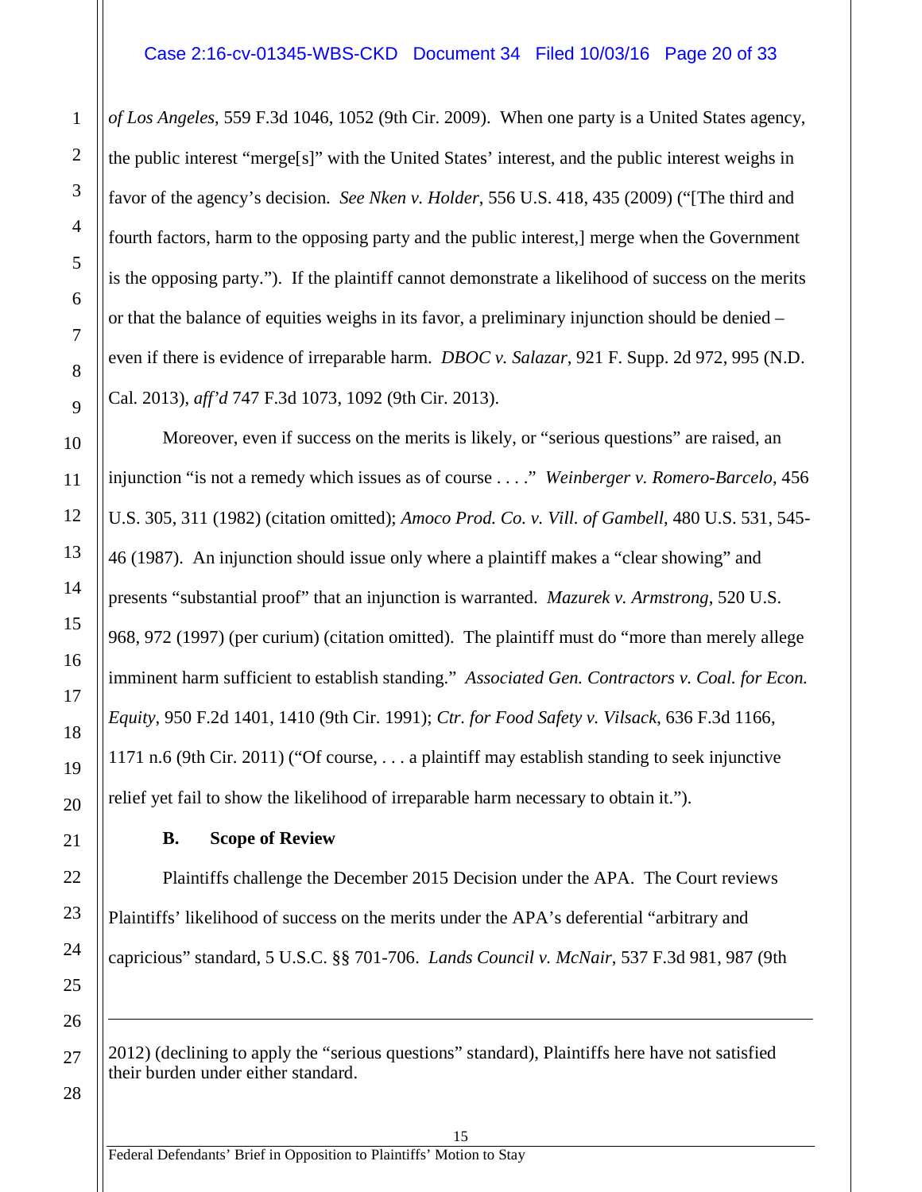*of Los Angeles*, 559 F.3d 1046, 1052 (9th Cir. 2009). When one party is a United States agency, the public interest "merge[s]" with the United States' interest, and the public interest weighs in favor of the agency's decision. *See Nken v. Holder*, 556 U.S. 418, 435 (2009) ("[The third and fourth factors, harm to the opposing party and the public interest,] merge when the Government is the opposing party."). If the plaintiff cannot demonstrate a likelihood of success on the merits or that the balance of equities weighs in its favor, a preliminary injunction should be denied – even if there is evidence of irreparable harm. *DBOC v. Salazar*, 921 F. Supp. 2d 972, 995 (N.D. Cal. 2013), *aff'd* 747 F.3d 1073, 1092 (9th Cir. 2013).

Moreover, even if success on the merits is likely, or "serious questions" are raised, an injunction "is not a remedy which issues as of course . . . ." *Weinberger v. Romero-Barcelo*, 456 U.S. 305, 311 (1982) (citation omitted); *Amoco Prod. Co. v. Vill. of Gambell*, 480 U.S. 531, 545-46 (1987). An injunction should issue only where a plaintiff makes a "clear showing" and presents "substantial proof" that an injunction is warranted. *Mazurek v. Armstrong*, 520 U.S. 968, 972 (1997) (per curium) (citation omitted). The plaintiff must do "more than merely allege imminent harm sufficient to establish standing." *Associated Gen. Contractors v. Coal. for Econ. Equity*, 950 F.2d 1401, 1410 (9th Cir. 1991); *Ctr. for Food Safety v. Vilsack*, 636 F.3d 1166, 1171 n.6 (9th Cir. 2011) ("Of course, . . . a plaintiff may establish standing to seek injunctive relief yet fail to show the likelihood of irreparable harm necessary to obtain it.").

### B. Scope of Review

Plaintiffs challenge the December 2015 Decision under the APA. The Court reviews Plaintiffs' likelihood of success on the merits under the APA's deferential "arbitrary and capricious" standard, 5 U.S.C. §§ 701-706. *Lands Council v. McNair*, 537 F.3d 981, 987 (9th

---

2012) (declining to apply the "serious questions" standard), Plaintiffs here have not satisfied their burden under either standard.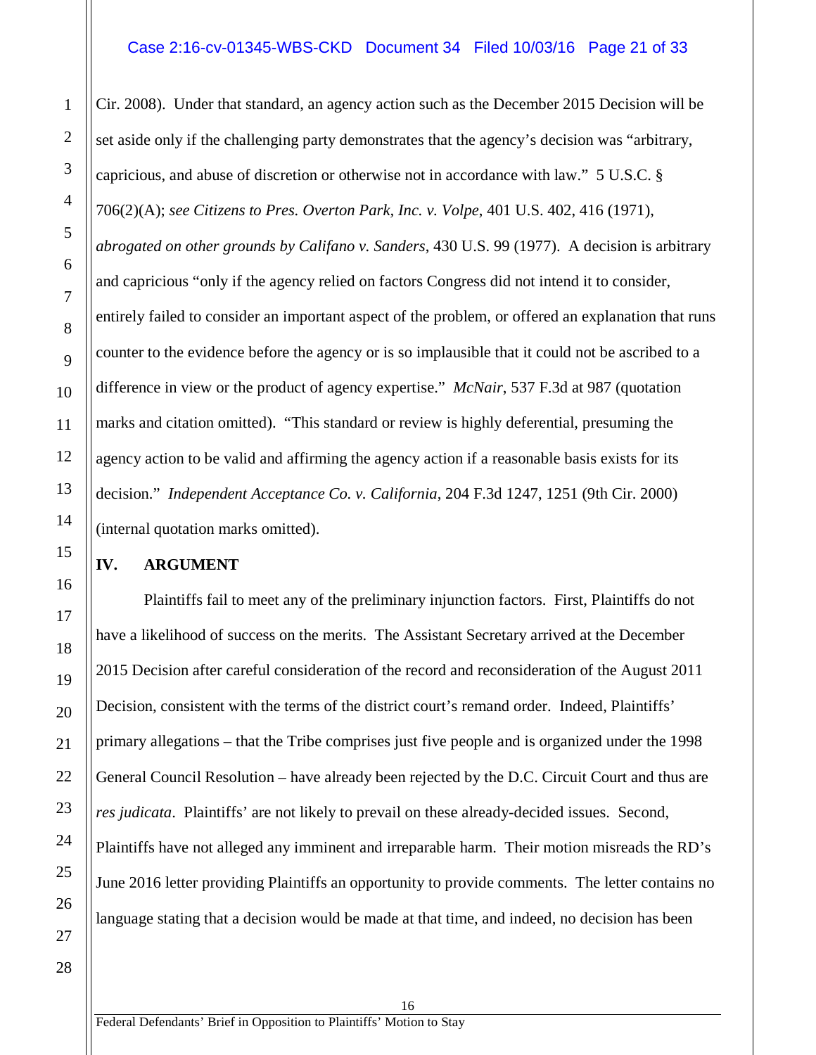Cir. 2008). Under that standard, an agency action such as the December 2015 Decision will be set aside only if the challenging party demonstrates that the agency's decision was "arbitrary, capricious, and abuse of discretion or otherwise not in accordance with law." 5 U.S.C. § 706(2)(A); *see Citizens to Pres. Overton Park, Inc. v. Volpe*, 401 U.S. 402, 416 (1971), *abrogated on other grounds by Califano v. Sanders*, 430 U.S. 99 (1977). A decision is arbitrary and capricious "only if the agency relied on factors Congress did not intend it to consider, entirely failed to consider an important aspect of the problem, or offered an explanation that runs counter to the evidence before the agency or is so implausible that it could not be ascribed to a difference in view or the product of agency expertise." *McNair*, 537 F.3d at 987 (quotation marks and citation omitted). "This standard or review is highly deferential, presuming the agency action to be valid and affirming the agency action if a reasonable basis exists for its decision." *Independent Acceptance Co. v. California*, 204 F.3d 1247, 1251 (9th Cir. 2000) (internal quotation marks omitted).

## IV. ARGUMENT

Plaintiffs fail to meet any of the preliminary injunction factors. First, Plaintiffs do not have a likelihood of success on the merits. The Assistant Secretary arrived at the December 2015 Decision after careful consideration of the record and reconsideration of the August 2011 Decision, consistent with the terms of the district court's remand order. Indeed, Plaintiffs' primary allegations – that the Tribe comprises just five people and is organized under the 1998 General Council Resolution – have already been rejected by the D.C. Circuit Court and thus are *res judicata*. Plaintiffs' are not likely to prevail on these already-decided issues. Second, Plaintiffs have not alleged any imminent and irreparable harm. Their motion misreads the RD's June 2016 letter providing Plaintiffs an opportunity to provide comments. The letter contains no language stating that a decision would be made at that time, and indeed, no decision has been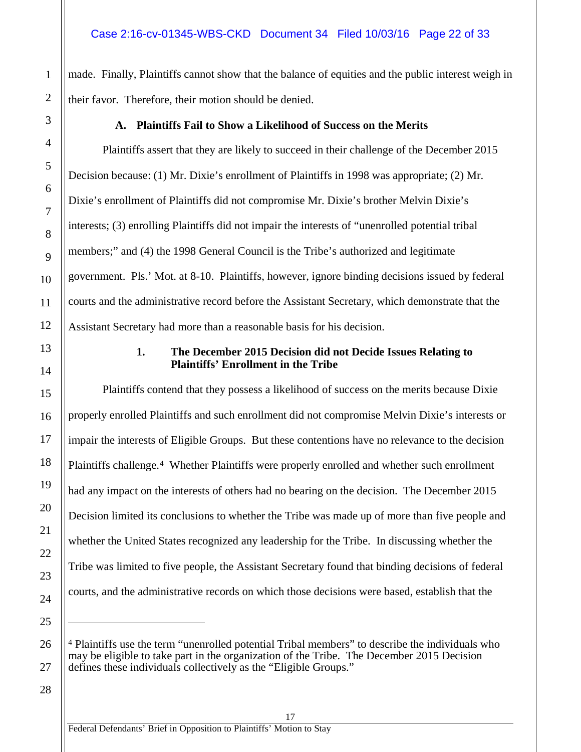made. Finally, Plaintiffs cannot show that the balance of equities and the public interest weigh in their favor. Therefore, their motion should be denied.

### A. Plaintiffs Fail to Show a Likelihood of Success on the Merits

Plaintiffs assert that they are likely to succeed in their challenge of the December 2015 Decision because: (1) Mr. Dixie's enrollment of Plaintiffs in 1998 was appropriate; (2) Mr. Dixie's enrollment of Plaintiffs did not compromise Mr. Dixie's brother Melvin Dixie's interests; (3) enrolling Plaintiffs did not impair the interests of "unenrolled potential tribal members;" and (4) the 1998 General Council is the Tribe's authorized and legitimate government. Pls.' Mot. at 8-10. Plaintiffs, however, ignore binding decisions issued by federal courts and the administrative record before the Assistant Secretary, which demonstrate that the Assistant Secretary had more than a reasonable basis for his decision.

#### 1. The December 2015 Decision did not Decide Issues Relating to Plaintiffs' Enrollment in the Tribe

Plaintiffs contend that they possess a likelihood of success on the merits because Dixie properly enrolled Plaintiffs and such enrollment did not compromise Melvin Dixie's interests or impair the interests of Eligible Groups. But these contentions have no relevance to the decision Plaintiffs challenge.[4] Whether Plaintiffs were properly enrolled and whether such enrollment had any impact on the interests of others had no bearing on the decision. The December 2015 Decision limited its conclusions to whether the Tribe was made up of more than five people and whether the United States recognized any leadership for the Tribe. In discussing whether the Tribe was limited to five people, the Assistant Secretary found that binding decisions of federal courts, and the administrative records on which those decisions were based, establish that the

---

[4] Plaintiffs use the term "unenrolled potential Tribal members" to describe the individuals who may be eligible to take part in the organization of the Tribe. The December 2015 Decision defines these individuals collectively as the "Eligible Groups."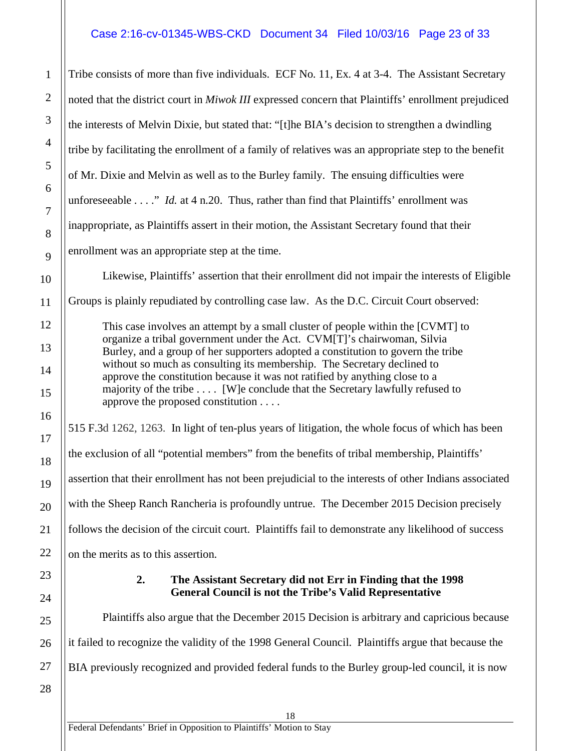Tribe consists of more than five individuals. ECF No. 11, Ex. 4 at 3-4. The Assistant Secretary noted that the district court in *Miwok III* expressed concern that Plaintiffs' enrollment prejudiced the interests of Melvin Dixie, but stated that: "[t]he BIA's decision to strengthen a dwindling tribe by facilitating the enrollment of a family of relatives was an appropriate step to the benefit of Mr. Dixie and Melvin as well as to the Burley family. The ensuing difficulties were unforeseeable . . . ." *Id.* at 4 n.20. Thus, rather than find that Plaintiffs' enrollment was inappropriate, as Plaintiffs assert in their motion, the Assistant Secretary found that their enrollment was an appropriate step at the time.

Likewise, Plaintiffs' assertion that their enrollment did not impair the interests of Eligible Groups is plainly repudiated by controlling case law. As the D.C. Circuit Court observed:

> This case involves an attempt by a small cluster of people within the [CVMT] to organize a tribal government under the Act. CVM[T]'s chairwoman, Silvia Burley, and a group of her supporters adopted a constitution to govern the tribe without so much as consulting its membership. The Secretary declined to approve the constitution because it was not ratified by anything close to a majority of the tribe . . . . [W]e conclude that the Secretary lawfully refused to approve the proposed constitution . . . .

515 F.3d 1262, 1263. In light of ten-plus years of litigation, the whole focus of which has been the exclusion of all "potential members" from the benefits of tribal membership, Plaintiffs' assertion that their enrollment has not been prejudicial to the interests of other Indians associated with the Sheep Ranch Rancheria is profoundly untrue. The December 2015 Decision precisely follows the decision of the circuit court. Plaintiffs fail to demonstrate any likelihood of success on the merits as to this assertion.

### 2. The Assistant Secretary did not Err in Finding that the 1998 General Council is not the Tribe's Valid Representative

Plaintiffs also argue that the December 2015 Decision is arbitrary and capricious because it failed to recognize the validity of the 1998 General Council. Plaintiffs argue that because the BIA previously recognized and provided federal funds to the Burley group-led council, it is now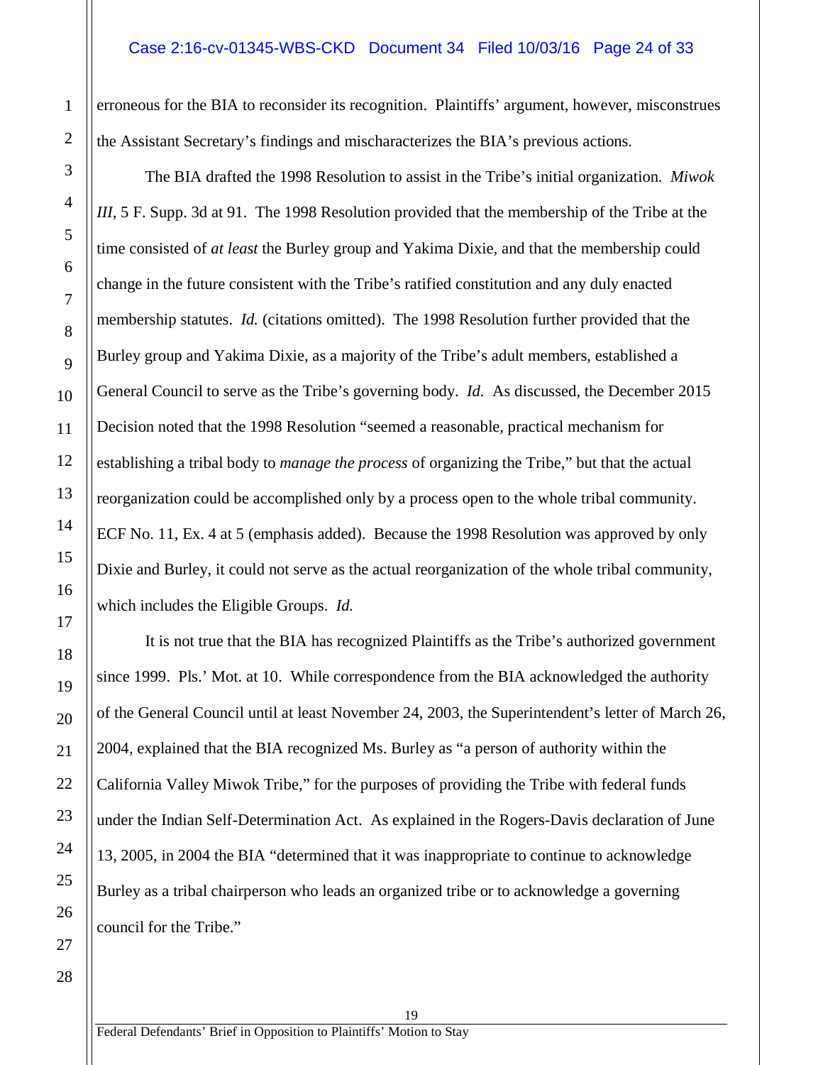erroneous for the BIA to reconsider its recognition. Plaintiffs' argument, however, misconstrues the Assistant Secretary's findings and mischaracterizes the BIA's previous actions.

The BIA drafted the 1998 Resolution to assist in the Tribe's initial organization. *Miwok III*, 5 F. Supp. 3d at 91. The 1998 Resolution provided that the membership of the Tribe at the time consisted of *at least* the Burley group and Yakima Dixie, and that the membership could change in the future consistent with the Tribe's ratified constitution and any duly enacted membership statutes. *Id.* (citations omitted). The 1998 Resolution further provided that the Burley group and Yakima Dixie, as a majority of the Tribe's adult members, established a General Council to serve as the Tribe's governing body. *Id.* As discussed, the December 2015 Decision noted that the 1998 Resolution "seemed a reasonable, practical mechanism for establishing a tribal body to *manage the process* of organizing the Tribe," but that the actual reorganization could be accomplished only by a process open to the whole tribal community. ECF No. 11, Ex. 4 at 5 (emphasis added). Because the 1998 Resolution was approved by only Dixie and Burley, it could not serve as the actual reorganization of the whole tribal community, which includes the Eligible Groups. *Id.*

It is not true that the BIA has recognized Plaintiffs as the Tribe's authorized government since 1999. Pls.' Mot. at 10. While correspondence from the BIA acknowledged the authority of the General Council until at least November 24, 2003, the Superintendent's letter of March 26, 2004, explained that the BIA recognized Ms. Burley as "a person of authority within the California Valley Miwok Tribe," for the purposes of providing the Tribe with federal funds under the Indian Self-Determination Act. As explained in the Rogers-Davis declaration of June 13, 2005, in 2004 the BIA "determined that it was inappropriate to continue to acknowledge Burley as a tribal chairperson who leads an organized tribe or to acknowledge a governing council for the Tribe."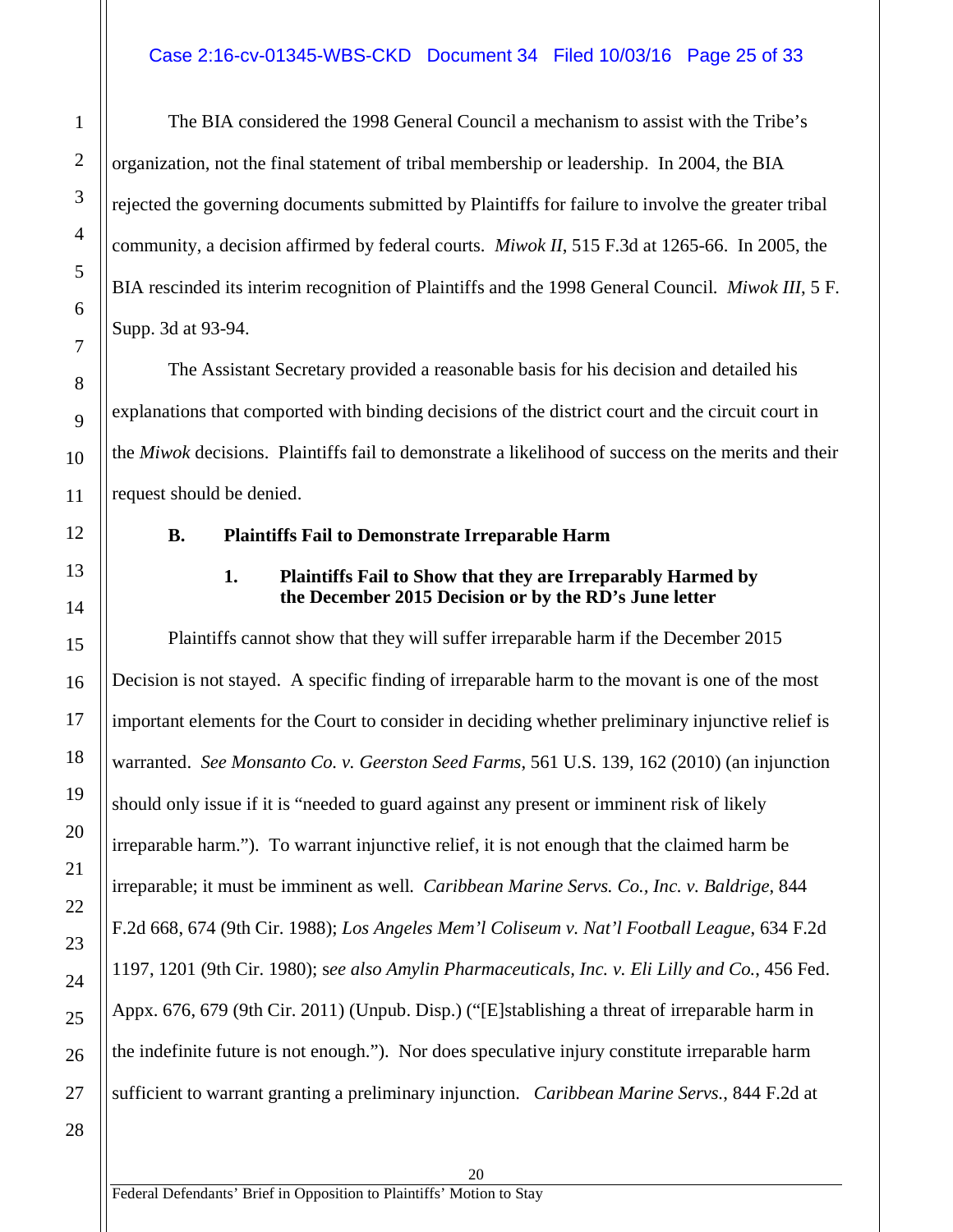The BIA considered the 1998 General Council a mechanism to assist with the Tribe's organization, not the final statement of tribal membership or leadership. In 2004, the BIA rejected the governing documents submitted by Plaintiffs for failure to involve the greater tribal community, a decision affirmed by federal courts. *Miwok II*, 515 F.3d at 1265-66. In 2005, the BIA rescinded its interim recognition of Plaintiffs and the 1998 General Council. *Miwok III*, 5 F. Supp. 3d at 93-94.

The Assistant Secretary provided a reasonable basis for his decision and detailed his explanations that comported with binding decisions of the district court and the circuit court in the *Miwok* decisions. Plaintiffs fail to demonstrate a likelihood of success on the merits and their request should be denied.

### B. Plaintiffs Fail to Demonstrate Irreparable Harm

#### 1. Plaintiffs Fail to Show that they are Irreparably Harmed by the December 2015 Decision or by the RD's June letter

Plaintiffs cannot show that they will suffer irreparable harm if the December 2015 Decision is not stayed. A specific finding of irreparable harm to the movant is one of the most important elements for the Court to consider in deciding whether preliminary injunctive relief is warranted. *See Monsanto Co. v. Geerston Seed Farms*, 561 U.S. 139, 162 (2010) (an injunction should only issue if it is "needed to guard against any present or imminent risk of likely irreparable harm."). To warrant injunctive relief, it is not enough that the claimed harm be irreparable; it must be imminent as well. *Caribbean Marine Servs. Co., Inc. v. Baldrige*, 844 F.2d 668, 674 (9th Cir. 1988); *Los Angeles Mem'l Coliseum v. Nat'l Football League*, 634 F.2d 1197, 1201 (9th Cir. 1980); s*ee also Amylin Pharmaceuticals, Inc. v. Eli Lilly and Co.*, 456 Fed. Appx. 676, 679 (9th Cir. 2011) (Unpub. Disp.) ("[E]stablishing a threat of irreparable harm in the indefinite future is not enough."). Nor does speculative injury constitute irreparable harm sufficient to warrant granting a preliminary injunction. *Caribbean Marine Servs.*, 844 F.2d at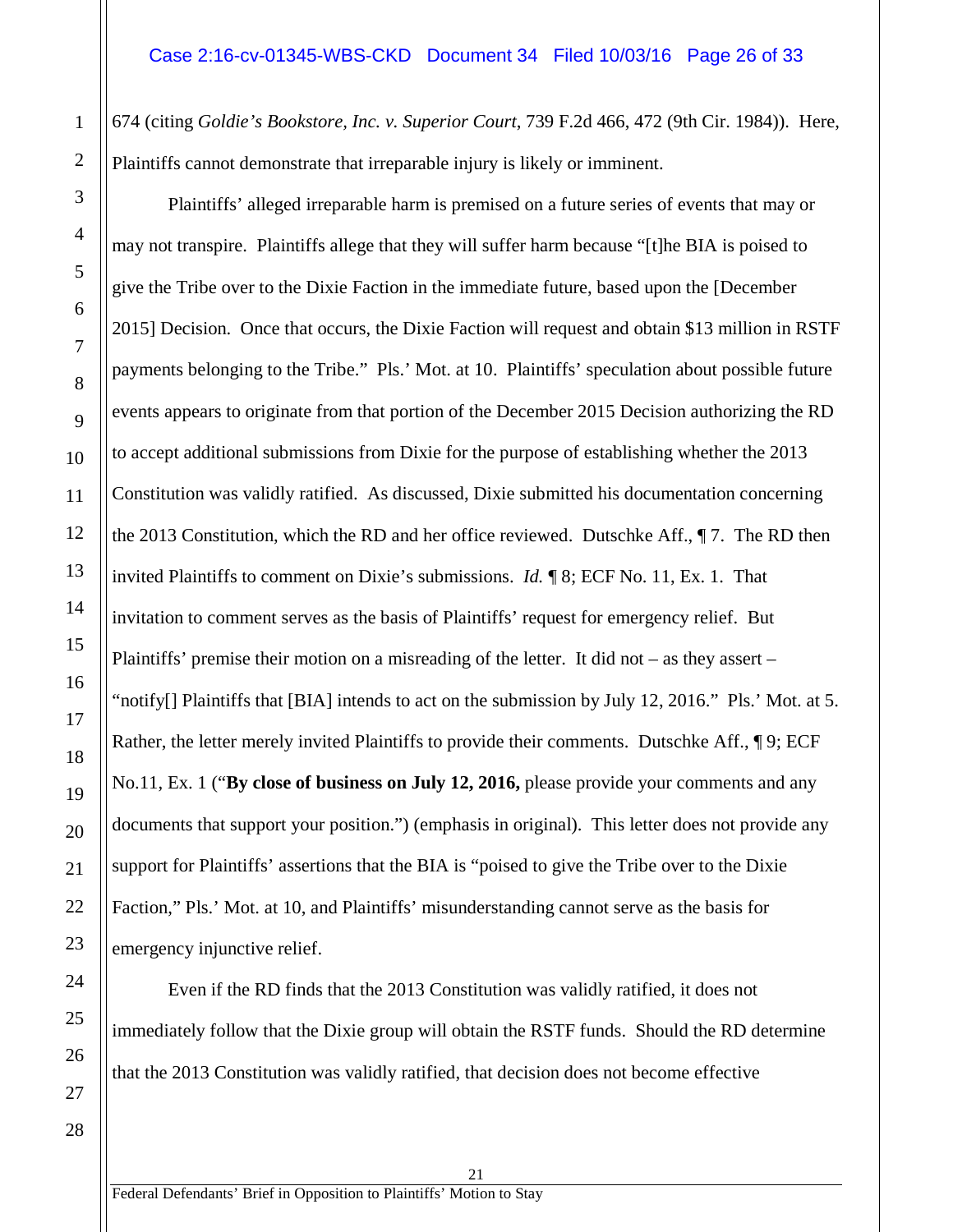674 (citing *Goldie's Bookstore, Inc. v. Superior Court*, 739 F.2d 466, 472 (9th Cir. 1984)). Here, Plaintiffs cannot demonstrate that irreparable injury is likely or imminent.

Plaintiffs' alleged irreparable harm is premised on a future series of events that may or may not transpire. Plaintiffs allege that they will suffer harm because "[t]he BIA is poised to give the Tribe over to the Dixie Faction in the immediate future, based upon the [December 2015] Decision. Once that occurs, the Dixie Faction will request and obtain $13 million in RSTF payments belonging to the Tribe." Pls.' Mot. at 10. Plaintiffs' speculation about possible future events appears to originate from that portion of the December 2015 Decision authorizing the RD to accept additional submissions from Dixie for the purpose of establishing whether the 2013 Constitution was validly ratified. As discussed, Dixie submitted his documentation concerning the 2013 Constitution, which the RD and her office reviewed. Dutschke Aff., ¶ 7. The RD then invited Plaintiffs to comment on Dixie's submissions. *Id.* ¶ 8; ECF No. 11, Ex. 1. That invitation to comment serves as the basis of Plaintiffs' request for emergency relief. But Plaintiffs' premise their motion on a misreading of the letter. It did not – as they assert – "notify[] Plaintiffs that [BIA] intends to act on the submission by July 12, 2016." Pls.' Mot. at 5. Rather, the letter merely invited Plaintiffs to provide their comments. Dutschke Aff., ¶ 9; ECF No.11, Ex. 1 ("**By close of business on July 12, 2016,** please provide your comments and any documents that support your position.") (emphasis in original). This letter does not provide any support for Plaintiffs' assertions that the BIA is "poised to give the Tribe over to the Dixie Faction," Pls.' Mot. at 10, and Plaintiffs' misunderstanding cannot serve as the basis for emergency injunctive relief.

Even if the RD finds that the 2013 Constitution was validly ratified, it does not immediately follow that the Dixie group will obtain the RSTF funds. Should the RD determine that the 2013 Constitution was validly ratified, that decision does not become effective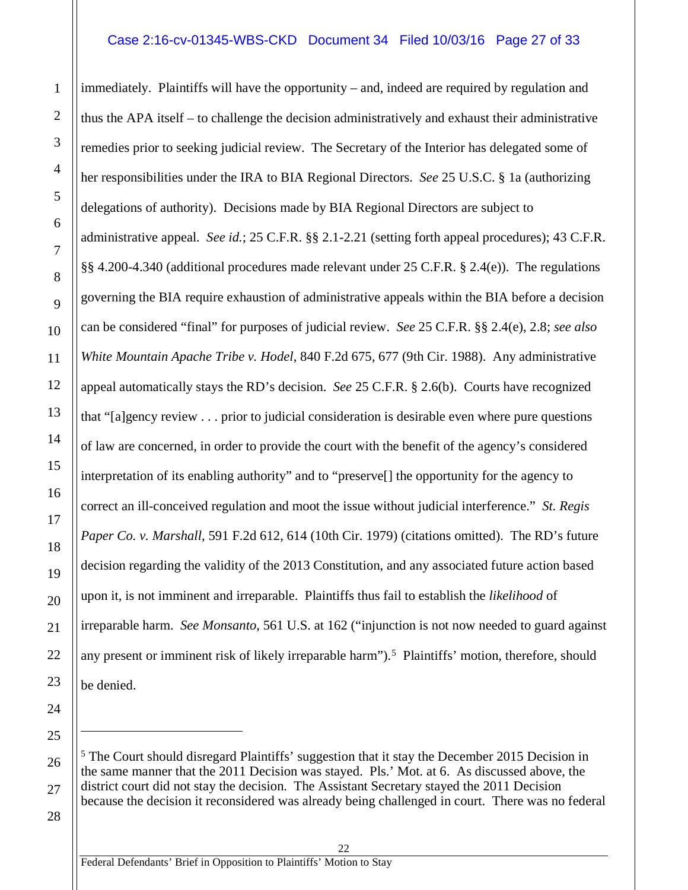immediately. Plaintiffs will have the opportunity – and, indeed are required by regulation and thus the APA itself – to challenge the decision administratively and exhaust their administrative remedies prior to seeking judicial review. The Secretary of the Interior has delegated some of her responsibilities under the IRA to BIA Regional Directors. *See* 25 U.S.C. § 1a (authorizing delegations of authority). Decisions made by BIA Regional Directors are subject to administrative appeal. *See id.*; 25 C.F.R. §§ 2.1-2.21 (setting forth appeal procedures); 43 C.F.R. §§ 4.200-4.340 (additional procedures made relevant under 25 C.F.R. § 2.4(e)). The regulations governing the BIA require exhaustion of administrative appeals within the BIA before a decision can be considered "final" for purposes of judicial review. *See* 25 C.F.R. §§ 2.4(e), 2.8; *see also White Mountain Apache Tribe v. Hodel*, 840 F.2d 675, 677 (9th Cir. 1988). Any administrative appeal automatically stays the RD's decision. *See* 25 C.F.R. § 2.6(b). Courts have recognized that "[a]gency review . . . prior to judicial consideration is desirable even where pure questions of law are concerned, in order to provide the court with the benefit of the agency's considered interpretation of its enabling authority" and to "preserve[] the opportunity for the agency to correct an ill-conceived regulation and moot the issue without judicial interference." *St. Regis Paper Co. v. Marshall*, 591 F.2d 612, 614 (10th Cir. 1979) (citations omitted). The RD's future decision regarding the validity of the 2013 Constitution, and any associated future action based upon it, is not imminent and irreparable. Plaintiffs thus fail to establish the *likelihood* of irreparable harm. *See Monsanto*, 561 U.S. at 162 ("injunction is not now needed to guard against any present or imminent risk of likely irreparable harm").[5] Plaintiffs' motion, therefore, should be denied.

---

[5] The Court should disregard Plaintiffs' suggestion that it stay the December 2015 Decision in the same manner that the 2011 Decision was stayed. Pls.' Mot. at 6. As discussed above, the district court did not stay the decision. The Assistant Secretary stayed the 2011 Decision because the decision it reconsidered was already being challenged in court. There was no federal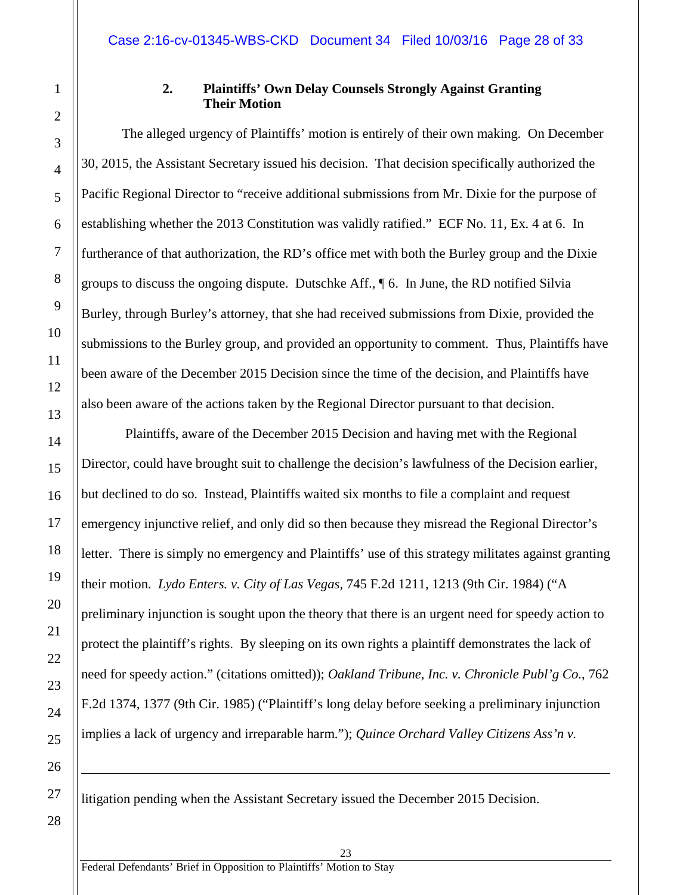### 2. Plaintiffs' Own Delay Counsels Strongly Against Granting Their Motion

The alleged urgency of Plaintiffs' motion is entirely of their own making. On December 30, 2015, the Assistant Secretary issued his decision. That decision specifically authorized the Pacific Regional Director to "receive additional submissions from Mr. Dixie for the purpose of establishing whether the 2013 Constitution was validly ratified." ECF No. 11, Ex. 4 at 6. In furtherance of that authorization, the RD's office met with both the Burley group and the Dixie groups to discuss the ongoing dispute. Dutschke Aff., ¶ 6. In June, the RD notified Silvia Burley, through Burley's attorney, that she had received submissions from Dixie, provided the submissions to the Burley group, and provided an opportunity to comment. Thus, Plaintiffs have been aware of the December 2015 Decision since the time of the decision, and Plaintiffs have also been aware of the actions taken by the Regional Director pursuant to that decision.

Plaintiffs, aware of the December 2015 Decision and having met with the Regional Director, could have brought suit to challenge the decision's lawfulness of the Decision earlier, but declined to do so. Instead, Plaintiffs waited six months to file a complaint and request emergency injunctive relief, and only did so then because they misread the Regional Director's letter. There is simply no emergency and Plaintiffs' use of this strategy militates against granting their motion. *Lydo Enters. v. City of Las Vegas*, 745 F.2d 1211, 1213 (9th Cir. 1984) ("A preliminary injunction is sought upon the theory that there is an urgent need for speedy action to protect the plaintiff's rights. By sleeping on its own rights a plaintiff demonstrates the lack of need for speedy action." (citations omitted)); *Oakland Tribune, Inc. v. Chronicle Publ'g Co.*, 762 F.2d 1374, 1377 (9th Cir. 1985) ("Plaintiff's long delay before seeking a preliminary injunction implies a lack of urgency and irreparable harm."); *Quince Orchard Valley Citizens Ass'n v.*

---

litigation pending when the Assistant Secretary issued the December 2015 Decision.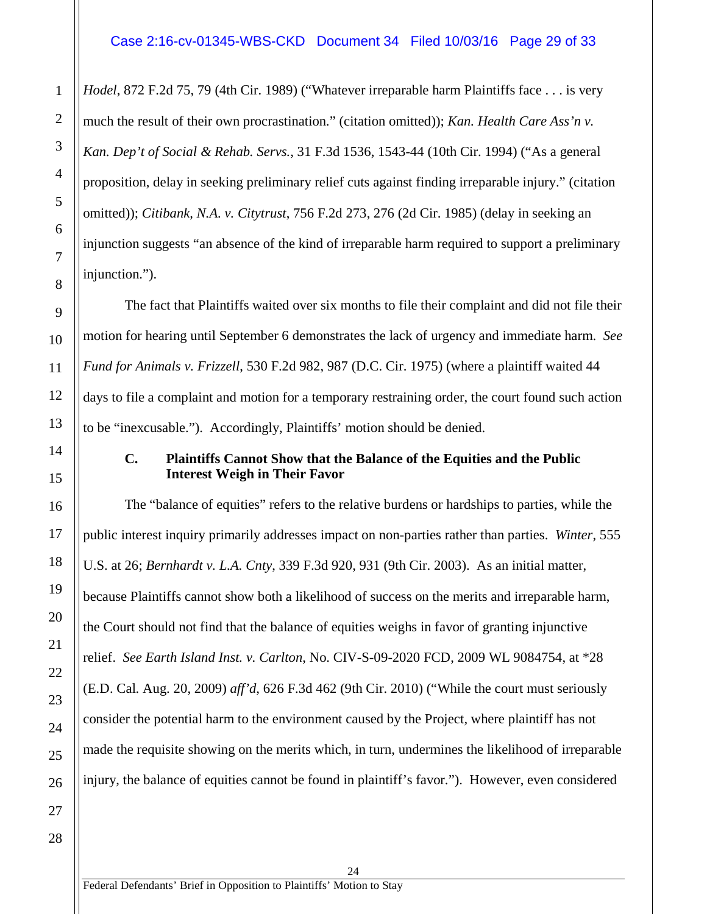*Hodel*, 872 F.2d 75, 79 (4th Cir. 1989) ("Whatever irreparable harm Plaintiffs face . . . is very much the result of their own procrastination." (citation omitted)); *Kan. Health Care Ass'n v. Kan. Dep't of Social & Rehab. Servs.*, 31 F.3d 1536, 1543-44 (10th Cir. 1994) ("As a general proposition, delay in seeking preliminary relief cuts against finding irreparable injury." (citation omitted)); *Citibank, N.A. v. Citytrust*, 756 F.2d 273, 276 (2d Cir. 1985) (delay in seeking an injunction suggests "an absence of the kind of irreparable harm required to support a preliminary injunction.").

The fact that Plaintiffs waited over six months to file their complaint and did not file their motion for hearing until September 6 demonstrates the lack of urgency and immediate harm. *See Fund for Animals v. Frizzell*, 530 F.2d 982, 987 (D.C. Cir. 1975) (where a plaintiff waited 44 days to file a complaint and motion for a temporary restraining order, the court found such action to be "inexcusable."). Accordingly, Plaintiffs' motion should be denied.

### C. Plaintiffs Cannot Show that the Balance of the Equities and the Public Interest Weigh in Their Favor

The "balance of equities" refers to the relative burdens or hardships to parties, while the public interest inquiry primarily addresses impact on non-parties rather than parties. *Winter*, 555 U.S. at 26; *Bernhardt v. L.A. Cnty*, 339 F.3d 920, 931 (9th Cir. 2003). As an initial matter, because Plaintiffs cannot show both a likelihood of success on the merits and irreparable harm, the Court should not find that the balance of equities weighs in favor of granting injunctive relief. *See Earth Island Inst. v. Carlton*, No. CIV-S-09-2020 FCD, 2009 WL 9084754, at *28 (E.D. Cal. Aug. 20, 2009) *aff'd*, 626 F.3d 462 (9th Cir. 2010) ("While the court must seriously consider the potential harm to the environment caused by the Project, where plaintiff has not made the requisite showing on the merits which, in turn, undermines the likelihood of irreparable injury, the balance of equities cannot be found in plaintiff's favor."). However, even considered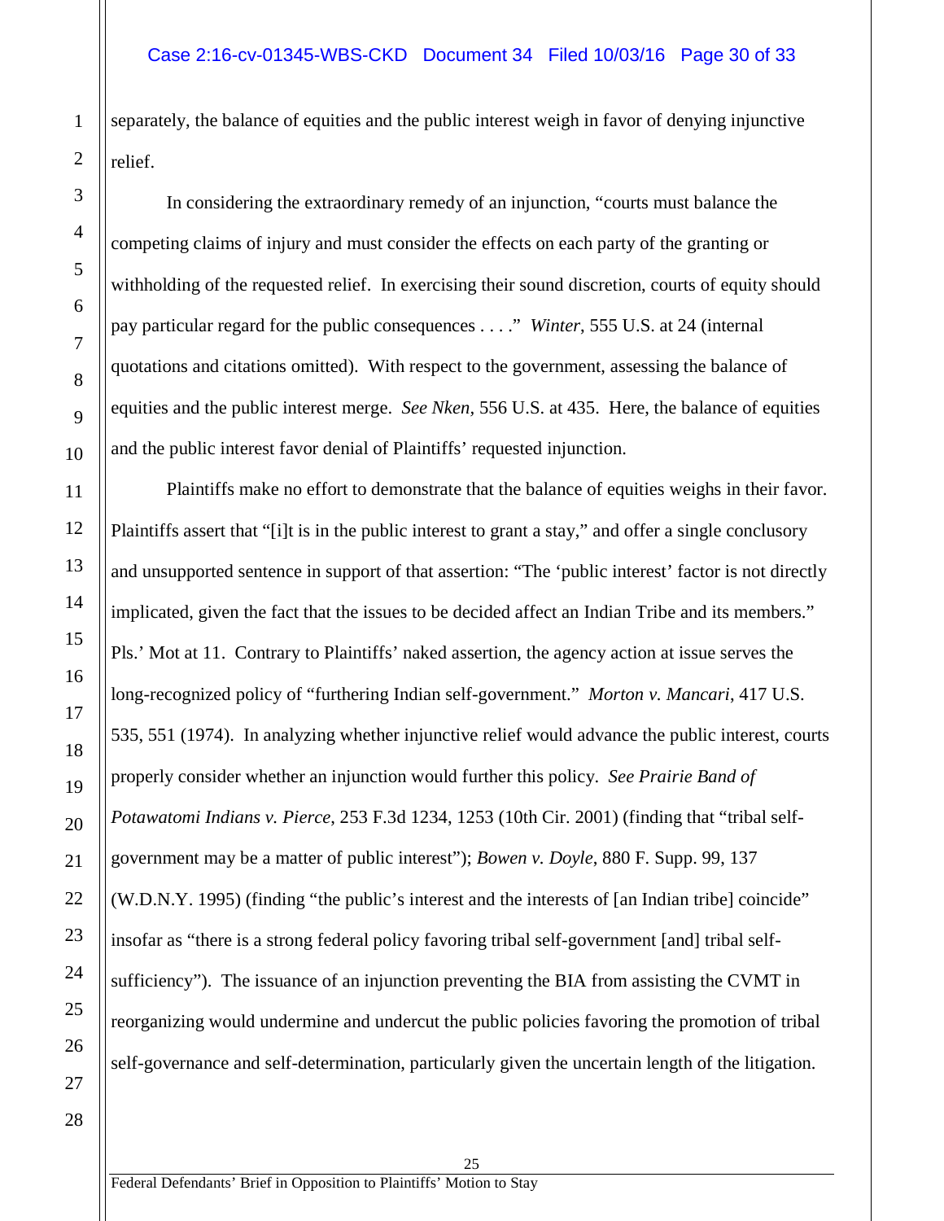separately, the balance of equities and the public interest weigh in favor of denying injunctive relief.

In considering the extraordinary remedy of an injunction, "courts must balance the competing claims of injury and must consider the effects on each party of the granting or withholding of the requested relief. In exercising their sound discretion, courts of equity should pay particular regard for the public consequences . . . ." *Winter*, 555 U.S. at 24 (internal quotations and citations omitted). With respect to the government, assessing the balance of equities and the public interest merge. *See Nken*, 556 U.S. at 435. Here, the balance of equities and the public interest favor denial of Plaintiffs' requested injunction.

Plaintiffs make no effort to demonstrate that the balance of equities weighs in their favor. Plaintiffs assert that "[i]t is in the public interest to grant a stay," and offer a single conclusory and unsupported sentence in support of that assertion: "The 'public interest' factor is not directly implicated, given the fact that the issues to be decided affect an Indian Tribe and its members." Pls.' Mot at 11. Contrary to Plaintiffs' naked assertion, the agency action at issue serves the long-recognized policy of "furthering Indian self-government." *Morton v. Mancari*, 417 U.S. 535, 551 (1974). In analyzing whether injunctive relief would advance the public interest, courts properly consider whether an injunction would further this policy. *See Prairie Band of Potawatomi Indians v. Pierce*, 253 F.3d 1234, 1253 (10th Cir. 2001) (finding that "tribal self-government may be a matter of public interest"); *Bowen v. Doyle*, 880 F. Supp. 99, 137 (W.D.N.Y. 1995) (finding "the public's interest and the interests of [an Indian tribe] coincide" insofar as "there is a strong federal policy favoring tribal self-government [and] tribal self-sufficiency"). The issuance of an injunction preventing the BIA from assisting the CVMT in reorganizing would undermine and undercut the public policies favoring the promotion of tribal self-governance and self-determination, particularly given the uncertain length of the litigation.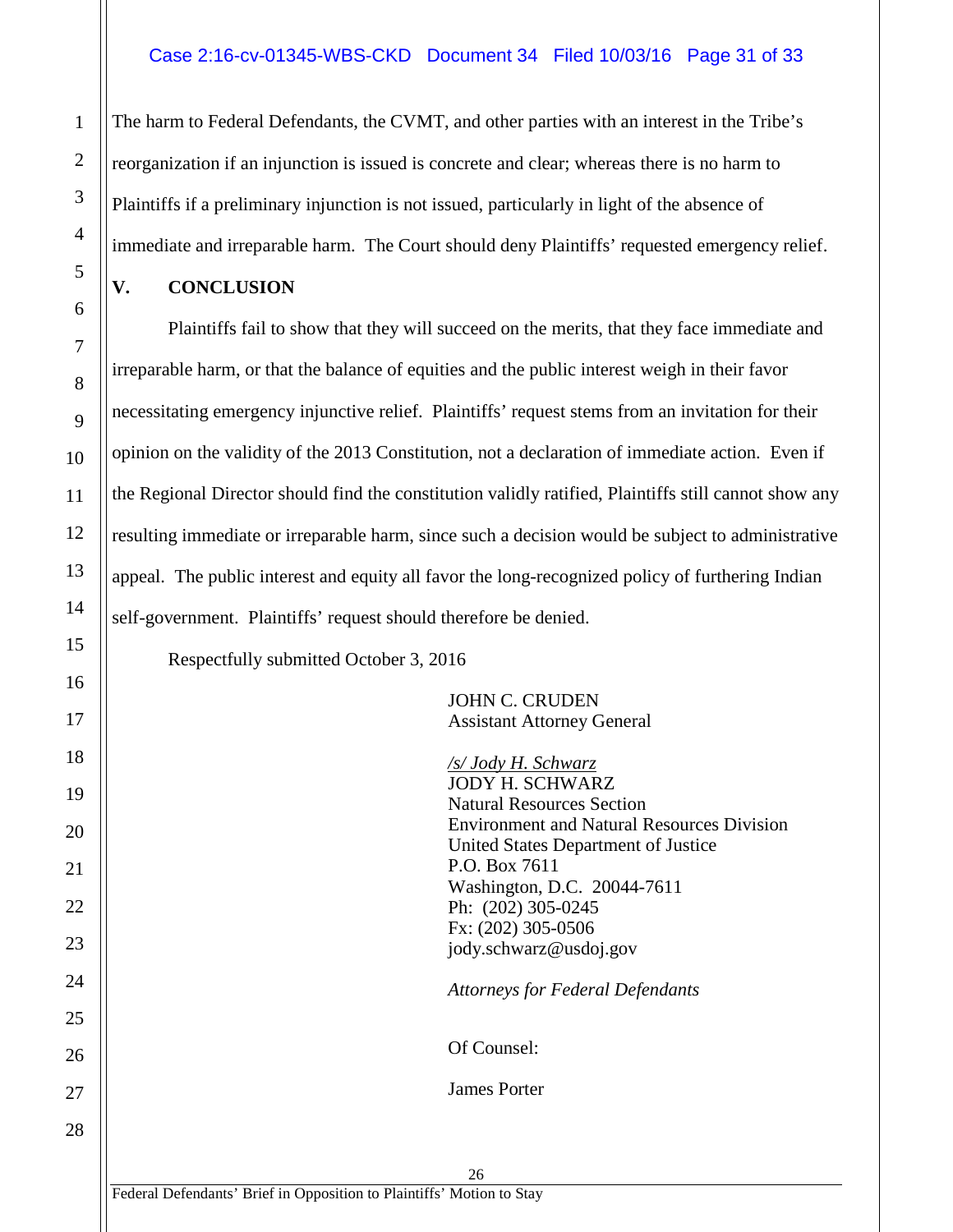The harm to Federal Defendants, the CVMT, and other parties with an interest in the Tribe's reorganization if an injunction is issued is concrete and clear; whereas there is no harm to Plaintiffs if a preliminary injunction is not issued, particularly in light of the absence of immediate and irreparable harm. The Court should deny Plaintiffs' requested emergency relief.

## V. CONCLUSION

Plaintiffs fail to show that they will succeed on the merits, that they face immediate and irreparable harm, or that the balance of equities and the public interest weigh in their favor necessitating emergency injunctive relief. Plaintiffs' request stems from an invitation for their opinion on the validity of the 2013 Constitution, not a declaration of immediate action. Even if the Regional Director should find the constitution validly ratified, Plaintiffs still cannot show any resulting immediate or irreparable harm, since such a decision would be subject to administrative appeal. The public interest and equity all favor the long-recognized policy of furthering Indian self-government. Plaintiffs' request should therefore be denied.

Respectfully submitted October 3, 2016

JOHN C. CRUDEN
Assistant Attorney General

*/s/ Jody H. Schwarz*
JODY H. SCHWARZ
Natural Resources Section
Environment and Natural Resources Division
United States Department of Justice
P.O. Box 7611
Washington, D.C. 20044-7611
Ph: (202) 305-0245
Fx: (202) 305-0506
jody.schwarz@usdoj.gov

*Attorneys for Federal Defendants*

Of Counsel:

James Porter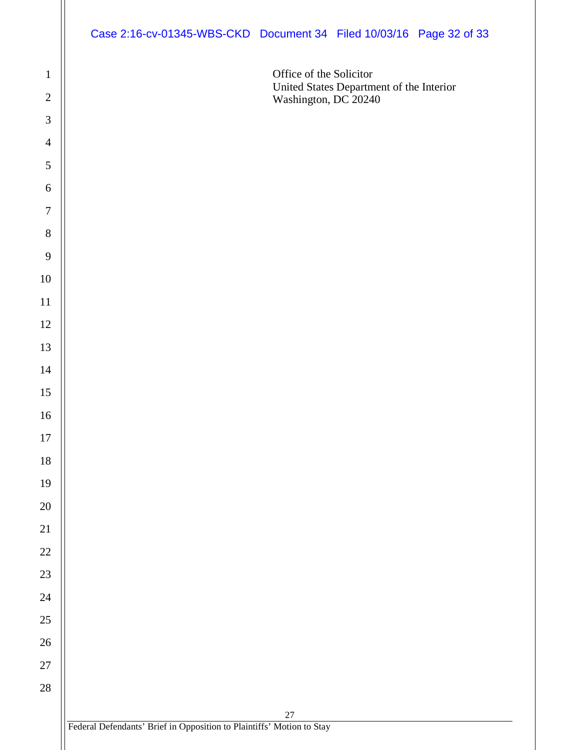Office of the Solicitor
United States Department of the Interior
Washington, DC 20240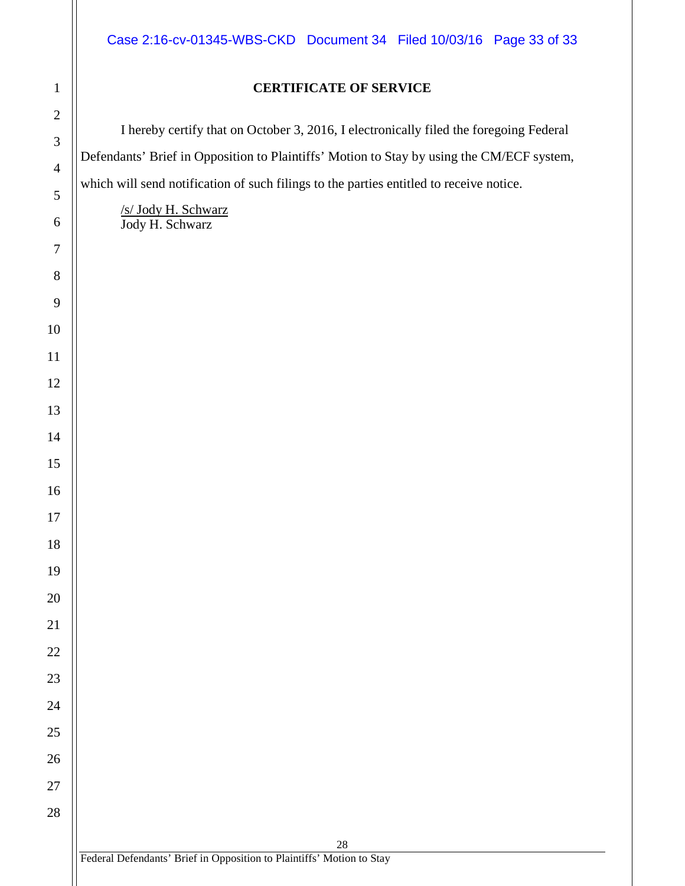## CERTIFICATE OF SERVICE

I hereby certify that on October 3, 2016, I electronically filed the foregoing Federal Defendants' Brief in Opposition to Plaintiffs' Motion to Stay by using the CM/ECF system, which will send notification of such filings to the parties entitled to receive notice.

/s/ Jody H. Schwarz
Jody H. Schwarz